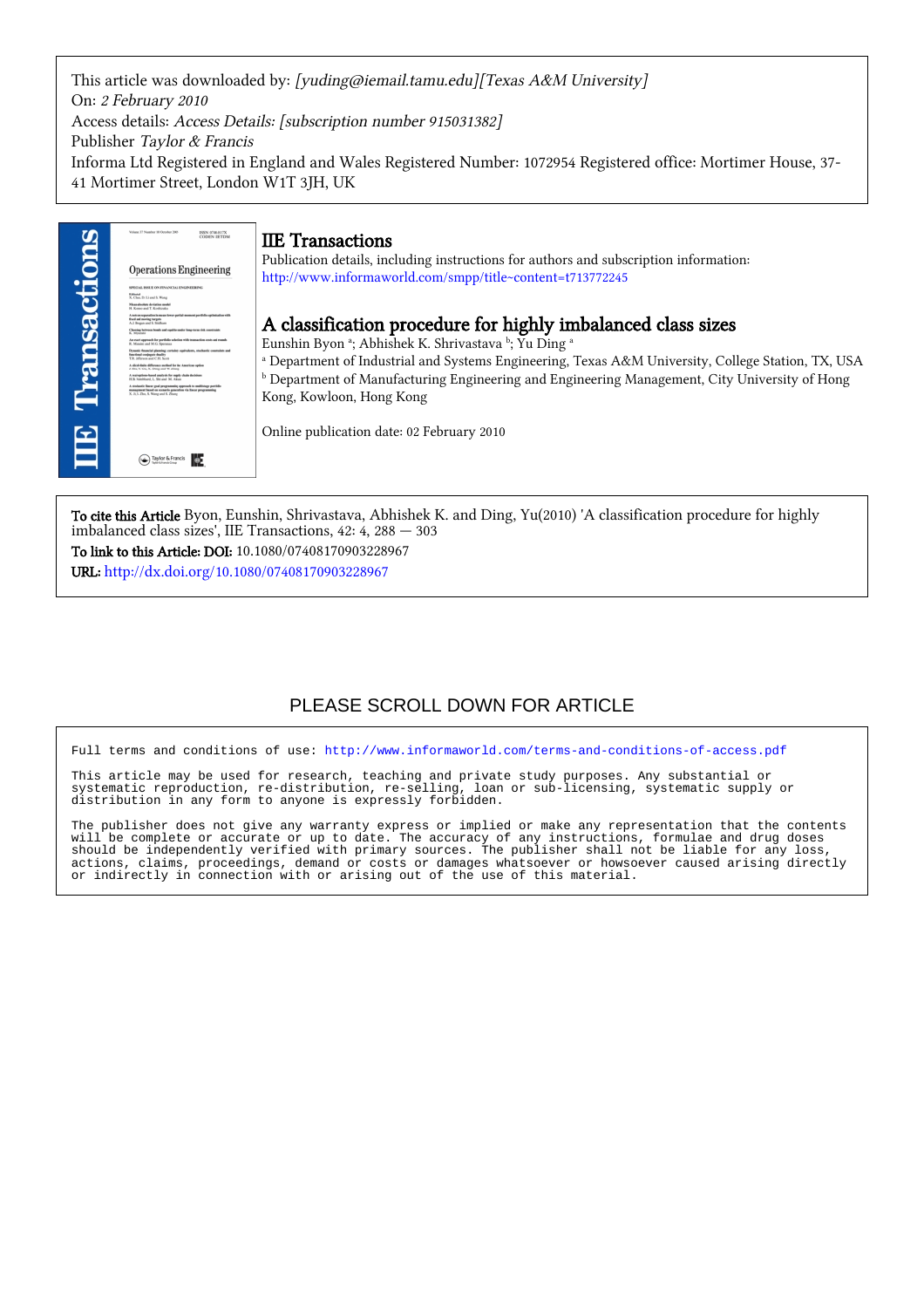This article was downloaded by: *[yuding@iemail.tamu.edu][Texas A&M University]*
On: *2 February 2010*
Access details: *Access Details: [subscription number 915031382]*
Publisher *Taylor & Francis*
Informa Ltd Registered in England and Wales Registered Number: 1072954 Registered office: Mortimer House, 37-41 Mortimer Street, London W1T 3JH, UK

# IIE Transactions

Publication details, including instructions for authors and subscription information:
http://www.informaworld.com/smpp/title~content=t713772245

## A classification procedure for highly imbalanced class sizes

Eunshin Byon [a]; Abhishek K. Shrivastava [b]; Yu Ding [a]

[a] Department of Industrial and Systems Engineering, Texas A&M University, College Station, TX, USA
[b] Department of Manufacturing Engineering and Engineering Management, City University of Hong Kong, Kowloon, Hong Kong

Online publication date: 02 February 2010

**To cite this Article** Byon, Eunshin, Shrivastava, Abhishek K. and Ding, Yu(2010) 'A classification procedure for highly imbalanced class sizes', IIE Transactions, 42: 4, 288 — 303

**To link to this Article: DOI:** 10.1080/07408170903228967

**URL:** http://dx.doi.org/10.1080/07408170903228967

PLEASE SCROLL DOWN FOR ARTICLE

Full terms and conditions of use: http://www.informaworld.com/terms-and-conditions-of-access.pdf

This article may be used for research, teaching and private study purposes. Any substantial or systematic reproduction, re-distribution, re-selling, loan or sub-licensing, systematic supply or distribution in any form to anyone is expressly forbidden.

The publisher does not give any warranty express or implied or make any representation that the contents will be complete or accurate or up to date. The accuracy of any instructions, formulae and drug doses should be independently verified with primary sources. The publisher shall not be liable for any loss, actions, claims, proceedings, demand or costs or damages whatsoever or howsoever caused arising directly or indirectly in connection with or arising out of the use of this material.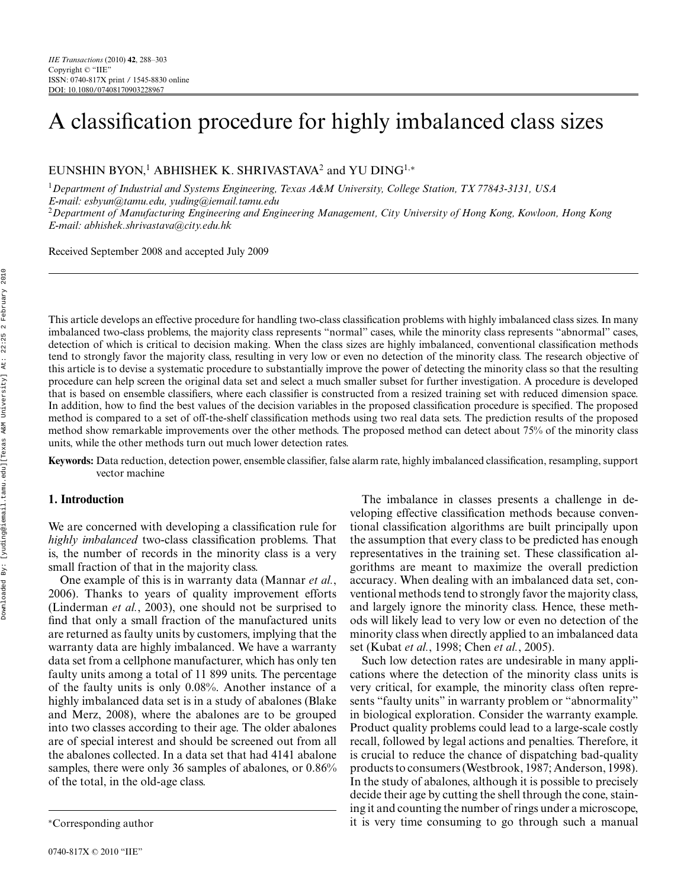# A classification procedure for highly imbalanced class sizes

EUNSHIN BYON,[1] ABHISHEK K. SHRIVASTAVA[2] and YU DING[1,*]

[1]*Department of Industrial and Systems Engineering, Texas A&M University, College Station, TX 77843-3131, USA*
*E-mail: esbyun@tamu.edu, yuding@iemail.tamu.edu*
[2]*Department of Manufacturing Engineering and Engineering Management, City University of Hong Kong, Kowloon, Hong Kong*
*E-mail: abhishek.shrivastava@city.edu.hk*

Received September 2008 and accepted July 2009

This article develops an effective procedure for handling two-class classification problems with highly imbalanced class sizes. In many imbalanced two-class problems, the majority class represents "normal" cases, while the minority class represents "abnormal" cases, detection of which is critical to decision making. When the class sizes are highly imbalanced, conventional classification methods tend to strongly favor the majority class, resulting in very low or even no detection of the minority class. The research objective of this article is to devise a systematic procedure to substantially improve the power of detecting the minority class so that the resulting procedure can help screen the original data set and select a much smaller subset for further investigation. A procedure is developed that is based on ensemble classifiers, where each classifier is constructed from a resized training set with reduced dimension space. In addition, how to find the best values of the decision variables in the proposed classification procedure is specified. The proposed method is compared to a set of off-the-shelf classification methods using two real data sets. The prediction results of the proposed method show remarkable improvements over the other methods. The proposed method can detect about 75% of the minority class units, while the other methods turn out much lower detection rates.

**Keywords:** Data reduction, detection power, ensemble classifier, false alarm rate, highly imbalanced classification, resampling, support vector machine

## 1. Introduction

We are concerned with developing a classification rule for *highly imbalanced* two-class classification problems. That is, the number of records in the minority class is a very small fraction of that in the majority class.

One example of this is in warranty data (Mannar *et al.*, 2006). Thanks to years of quality improvement efforts (Linderman *et al.*, 2003), one should not be surprised to find that only a small fraction of the manufactured units are returned as faulty units by customers, implying that the warranty data are highly imbalanced. We have a warranty data set from a cellphone manufacturer, which has only ten faulty units among a total of 11 899 units. The percentage of the faulty units is only 0.08%. Another instance of a highly imbalanced data set is in a study of abalones (Blake and Merz, 2008), where the abalones are to be grouped into two classes according to their age. The older abalones are of special interest and should be screened out from all the abalones collected. In a data set that had 4141 abalone samples, there were only 36 samples of abalones, or 0.86% of the total, in the old-age class.

The imbalance in classes presents a challenge in developing effective classification methods because conventional classification algorithms are built principally upon the assumption that every class to be predicted has enough representatives in the training set. These classification algorithms are meant to maximize the overall prediction accuracy. When dealing with an imbalanced data set, conventional methods tend to strongly favor the majority class, and largely ignore the minority class. Hence, these methods will likely lead to very low or even no detection of the minority class when directly applied to an imbalanced data set (Kubat *et al.*, 1998; Chen *et al.*, 2005).

Such low detection rates are undesirable in many applications where the detection of the minority class units is very critical, for example, the minority class often represents "faulty units" in warranty problem or "abnormality" in biological exploration. Consider the warranty example. Product quality problems could lead to a large-scale costly recall, followed by legal actions and penalties. Therefore, it is crucial to reduce the chance of dispatching bad-quality products to consumers (Westbrook, 1987; Anderson, 1998). In the study of abalones, although it is possible to precisely decide their age by cutting the shell through the cone, staining it and counting the number of rings under a microscope, it is very time consuming to go through such a manual

*Corresponding author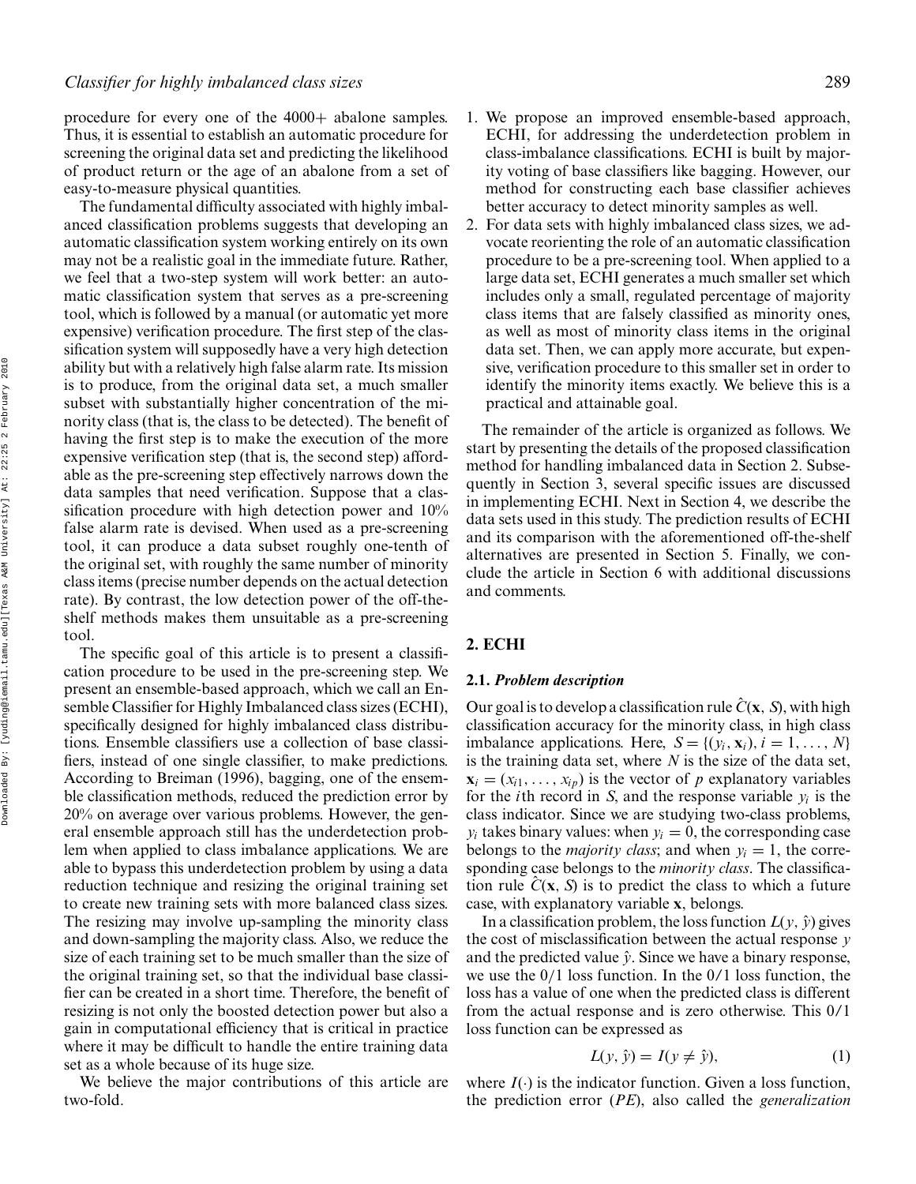procedure for every one of the 4000+ abalone samples. Thus, it is essential to establish an automatic procedure for screening the original data set and predicting the likelihood of product return or the age of an abalone from a set of easy-to-measure physical quantities.

The fundamental difficulty associated with highly imbalanced classification problems suggests that developing an automatic classification system working entirely on its own may not be a realistic goal in the immediate future. Rather, we feel that a two-step system will work better: an automatic classification system that serves as a pre-screening tool, which is followed by a manual (or automatic yet more expensive) verification procedure. The first step of the classification system will supposedly have a very high detection ability but with a relatively high false alarm rate. Its mission is to produce, from the original data set, a much smaller subset with substantially higher concentration of the minority class (that is, the class to be detected). The benefit of having the first step is to make the execution of the more expensive verification step (that is, the second step) affordable as the pre-screening step effectively narrows down the data samples that need verification. Suppose that a classification procedure with high detection power and 10% false alarm rate is devised. When used as a pre-screening tool, it can produce a data subset roughly one-tenth of the original set, with roughly the same number of minority class items (precise number depends on the actual detection rate). By contrast, the low detection power of the off-the-shelf methods makes them unsuitable as a pre-screening tool.

The specific goal of this article is to present a classification procedure to be used in the pre-screening step. We present an ensemble-based approach, which we call an Ensemble Classifier for Highly Imbalanced class sizes (ECHI), specifically designed for highly imbalanced class distributions. Ensemble classifiers use a collection of base classifiers, instead of one single classifier, to make predictions. According to Breiman (1996), bagging, one of the ensemble classification methods, reduced the prediction error by 20% on average over various problems. However, the general ensemble approach still has the underdetection problem when applied to class imbalance applications. We are able to bypass this underdetection problem by using a data reduction technique and resizing the original training set to create new training sets with more balanced class sizes. The resizing may involve up-sampling the minority class and down-sampling the majority class. Also, we reduce the size of each training set to be much smaller than the size of the original training set, so that the individual base classifier can be created in a short time. Therefore, the benefit of resizing is not only the boosted detection power but also a gain in computational efficiency that is critical in practice where it may be difficult to handle the entire training data set as a whole because of its huge size.

We believe the major contributions of this article are two-fold.

1. We propose an improved ensemble-based approach, ECHI, for addressing the underdetection problem in class-imbalance classifications. ECHI is built by majority voting of base classifiers like bagging. However, our method for constructing each base classifier achieves better accuracy to detect minority samples as well.
2. For data sets with highly imbalanced class sizes, we advocate reorienting the role of an automatic classification procedure to be a pre-screening tool. When applied to a large data set, ECHI generates a much smaller set which includes only a small, regulated percentage of majority class items that are falsely classified as minority ones, as well as most of minority class items in the original data set. Then, we can apply more accurate, but expensive, verification procedure to this smaller set in order to identify the minority items exactly. We believe this is a practical and attainable goal.

The remainder of the article is organized as follows. We start by presenting the details of the proposed classification method for handling imbalanced data in Section 2. Subsequently in Section 3, several specific issues are discussed in implementing ECHI. Next in Section 4, we describe the data sets used in this study. The prediction results of ECHI and its comparison with the aforementioned off-the-shelf alternatives are presented in Section 5. Finally, we conclude the article in Section 6 with additional discussions and comments.

## 2. ECHI

### 2.1. *Problem description*

Our goal is to develop a classification rule $\hat{C}(\mathbf{x}, S)$, with high classification accuracy for the minority class, in high class imbalance applications. Here, $S = \{(y_i, \mathbf{x}_i), i = 1, \ldots, N\}$ is the training data set, where $N$ is the size of the data set, $\mathbf{x}_i = (x_{i1}, \ldots, x_{ip})$ is the vector of $p$ explanatory variables for the $i$th record in $S$, and the response variable $y_i$ is the class indicator. Since we are studying two-class problems, $y_i$ takes binary values: when $y_i = 0$, the corresponding case belongs to the *majority class*; and when $y_i = 1$, the corresponding case belongs to the *minority class*. The classification rule $\hat{C}(\mathbf{x}, S)$ is to predict the class to which a future case, with explanatory variable $\mathbf{x}$, belongs.

In a classification problem, the loss function $L(y, \hat{y})$ gives the cost of misclassification between the actual response $y$ and the predicted value $\hat{y}$. Since we have a binary response, we use the 0/1 loss function. In the 0/1 loss function, the loss has a value of one when the predicted class is different from the actual response and is zero otherwise. This 0/1 loss function can be expressed as

$$L(y, \hat{y}) = I(y \neq \hat{y}), \tag{1}$$

where $I(\cdot)$ is the indicator function. Given a loss function, the prediction error ($PE$), also called the *generalization*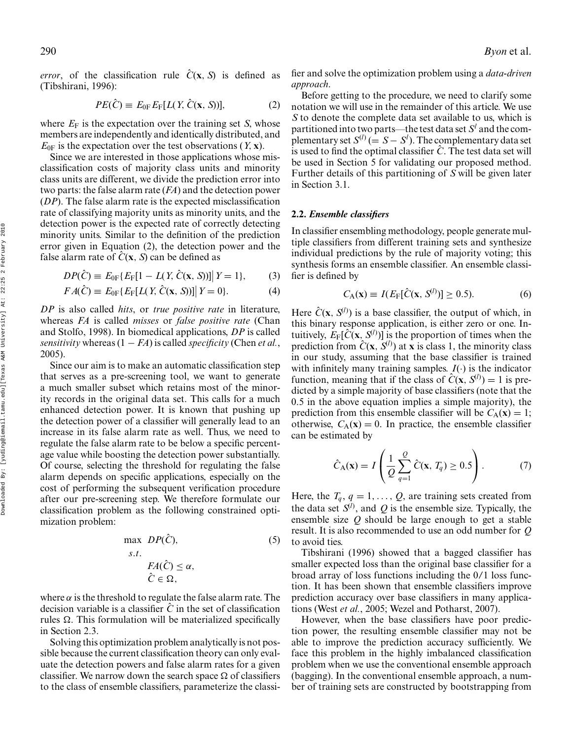*error*, of the classification rule $\hat{C}(\mathbf{x}, S)$ is defined as (Tibshirani, 1996):

$$PE(\hat{C}) \equiv E_{0\mathrm{F}} E_{\mathrm{F}}[L(Y, \hat{C}(\mathbf{x}, S))], \tag{2}$$

where $E_{\mathrm{F}}$ is the expectation over the training set $S$, whose members are independently and identically distributed, and $E_{0\mathrm{F}}$ is the expectation over the test observations $(Y, \mathbf{x})$.

Since we are interested in those applications whose misclassification costs of majority class units and minority class units are different, we divide the prediction error into two parts: the false alarm rate ($FA$) and the detection power ($DP$). The false alarm rate is the expected misclassification rate of classifying majority units as minority units, and the detection power is the expected rate of correctly detecting minority units. Similar to the definition of the prediction error given in Equation (2), the detection power and the false alarm rate of $\hat{C}(\mathbf{x}, S)$ can be defined as

$$DP(\hat{C}) \equiv E_{0\mathrm{F}}\{E_{\mathrm{F}}[1 - L(Y, \hat{C}(\mathbf{x}, S))] \big| Y = 1\}, \tag{3}$$

$$FA(\hat{C}) \equiv E_{0\mathrm{F}}\{E_{\mathrm{F}}[L(Y, \hat{C}(\mathbf{x}, S))] \big| Y = 0\}. \tag{4}$$

$DP$ is also called *hits*, or *true positive rate* in literature, whereas $FA$ is called *misses* or *false positive rate* (Chan and Stolfo, 1998). In biomedical applications, $DP$ is called *sensitivity* whereas $(1 - FA)$ is called *specificity* (Chen *et al.*, 2005).

Since our aim is to make an automatic classification step that serves as a pre-screening tool, we want to generate a much smaller subset which retains most of the minority records in the original data set. This calls for a much enhanced detection power. It is known that pushing up the detection power of a classifier will generally lead to an increase in its false alarm rate as well. Thus, we need to regulate the false alarm rate to be below a specific percentage value while boosting the detection power substantially. Of course, selecting the threshold for regulating the false alarm depends on specific applications, especially on the cost of performing the subsequent verification procedure after our pre-screening step. We therefore formulate our classification problem as the following constrained optimization problem:

$$\begin{aligned} \max \ & DP(\hat{C}), \\ s.t. \ & \\ & FA(\hat{C}) \leq \alpha, \\ & \hat{C} \in \Omega, \end{aligned} \tag{5}$$

where $\alpha$ is the threshold to regulate the false alarm rate. The decision variable is a classifier $\hat{C}$ in the set of classification rules $\Omega$. This formulation will be materialized specifically in Section 2.3.

Solving this optimization problem analytically is not possible because the current classification theory can only evaluate the detection powers and false alarm rates for a given classifier. We narrow down the search space $\Omega$ of classifiers to the class of ensemble classifiers, parameterize the classifier and solve the optimization problem using a *data-driven approach*.

Before getting to the procedure, we need to clarify some notation we will use in the remainder of this article. We use $S$ to denote the complete data set available to us, which is partitioned into two parts—the test data set $S^l$ and the complementary set $S^{(l)}$ $(= S - S^l)$. The complementary data set is used to find the optimal classifier $\hat{C}$. The test data set will be used in Section 5 for validating our proposed method. Further details of this partitioning of $S$ will be given later in Section 3.1.

### 2.2. *Ensemble classifiers*

In classifier ensembling methodology, people generate multiple classifiers from different training sets and synthesize individual predictions by the rule of majority voting; this synthesis forms an ensemble classifier. An ensemble classifier is defined by

$$C_{\mathrm{A}}(\mathbf{x}) \equiv I(E_{\mathrm{F}}[\hat{C}(\mathbf{x}, S^{(l)})] \geq 0.5). \tag{6}$$

Here $\hat{C}(\mathbf{x}, S^{(l)})$ is a base classifier, the output of which, in this binary response application, is either zero or one. Intuitively, $E_{\mathrm{F}}[\hat{C}(\mathbf{x}, S^{(l)})]$ is the proportion of times when the prediction from $\hat{C}(\mathbf{x}, S^{(l)})$ at $\mathbf{x}$ is class 1, the minority class in our study, assuming that the base classifier is trained with infinitely many training samples. $I(\cdot)$ is the indicator function, meaning that if the class of $\hat{C}(\mathbf{x}, S^{(l)}) = 1$ is predicted by a simple majority of base classifiers (note that the 0.5 in the above equation implies a simple majority), the prediction from this ensemble classifier will be $C_{\mathrm{A}}(\mathbf{x}) = 1$; otherwise, $C_{\mathrm{A}}(\mathbf{x}) = 0$. In practice, the ensemble classifier can be estimated by

$$\hat{C}_{\mathrm{A}}(\mathbf{x}) = I\left(\frac{1}{Q}\sum_{q=1}^{Q} \hat{C}(\mathbf{x}, T_q) \geq 0.5\right). \tag{7}$$

Here, the $T_q$, $q = 1, \ldots, Q$, are training sets created from the data set $S^{(l)}$, and $Q$ is the ensemble size. Typically, the ensemble size $Q$ should be large enough to get a stable result. It is also recommended to use an odd number for $Q$ to avoid ties.

Tibshirani (1996) showed that a bagged classifier has smaller expected loss than the original base classifier for a broad array of loss functions including the 0/1 loss function. It has been shown that ensemble classifiers improve prediction accuracy over base classifiers in many applications (West *et al.*, 2005; Wezel and Potharst, 2007).

However, when the base classifiers have poor prediction power, the resulting ensemble classifier may not be able to improve the prediction accuracy sufficiently. We face this problem in the highly imbalanced classification problem when we use the conventional ensemble approach (bagging). In the conventional ensemble approach, a number of training sets are constructed by bootstrapping from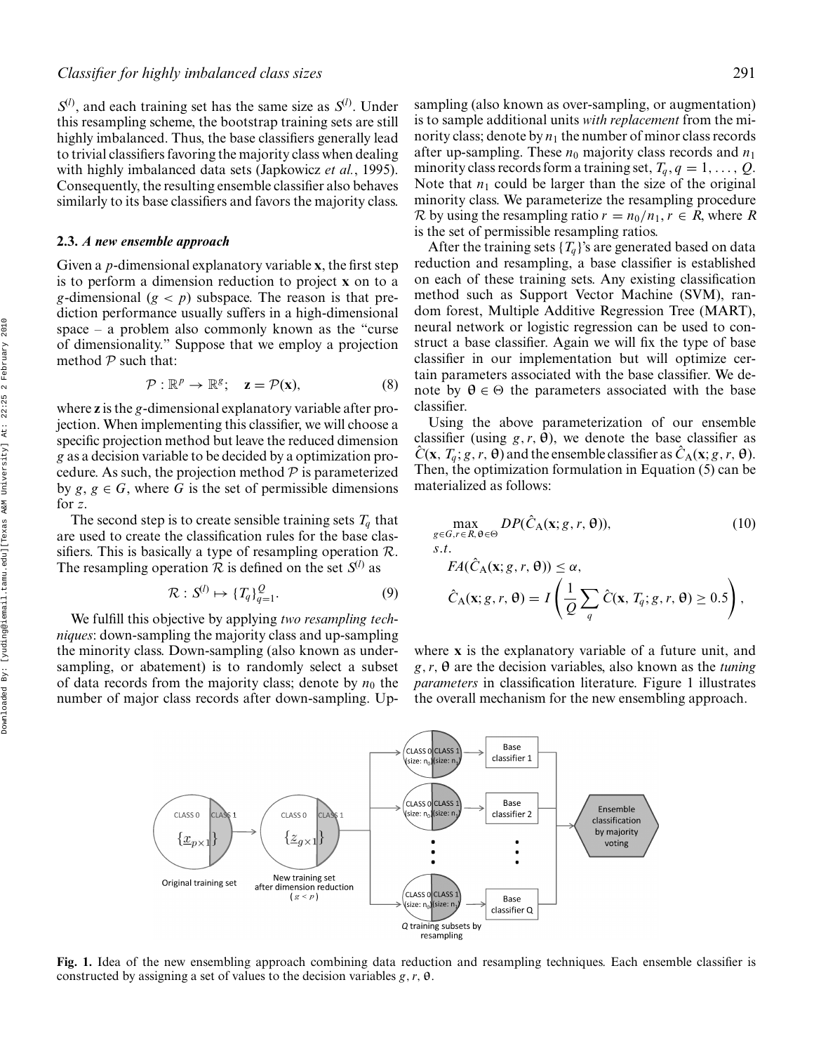$S^{(l)}$, and each training set has the same size as $S^{(l)}$. Under this resampling scheme, the bootstrap training sets are still highly imbalanced. Thus, the base classifiers generally lead to trivial classifiers favoring the majority class when dealing with highly imbalanced data sets (Japkowicz *et al.*, 1995). Consequently, the resulting ensemble classifier also behaves similarly to its base classifiers and favors the majority class.

### 2.3. *A new ensemble approach*

Given a $p$-dimensional explanatory variable $\mathbf{x}$, the first step is to perform a dimension reduction to project $\mathbf{x}$ on to a $g$-dimensional ($g < p$) subspace. The reason is that prediction performance usually suffers in a high-dimensional space – a problem also commonly known as the "curse of dimensionality." Suppose that we employ a projection method $\mathcal{P}$ such that:

$$\mathcal{P} : \mathbb{R}^p \rightarrow \mathbb{R}^g; \quad \mathbf{z} = \mathcal{P}(\mathbf{x}), \tag{8}$$

where $\mathbf{z}$ is the $g$-dimensional explanatory variable after projection. When implementing this classifier, we will choose a specific projection method but leave the reduced dimension $g$ as a decision variable to be decided by a optimization procedure. As such, the projection method $\mathcal{P}$ is parameterized by $g$, $g \in G$, where $G$ is the set of permissible dimensions for $z$.

The second step is to create sensible training sets $T_q$ that are used to create the classification rules for the base classifiers. This is basically a type of resampling operation $\mathcal{R}$. The resampling operation $\mathcal{R}$ is defined on the set $S^{(l)}$ as

$$\mathcal{R} : S^{(l)} \mapsto \{T_q\}_{q=1}^{Q}. \tag{9}$$

We fulfill this objective by applying *two resampling techniques*: down-sampling the majority class and up-sampling the minority class. Down-sampling (also known as under-sampling, or abatement) is to randomly select a subset of data records from the majority class; denote by $n_0$ the number of major class records after down-sampling. Up-sampling (also known as over-sampling, or augmentation) is to sample additional units *with replacement* from the minority class; denote by $n_1$ the number of minor class records after up-sampling. These $n_0$ majority class records and $n_1$ minority class records form a training set, $T_q, q = 1, \ldots, Q$. Note that $n_1$ could be larger than the size of the original minority class. We parameterize the resampling procedure $\mathcal{R}$ by using the resampling ratio $r = n_0/n_1$, $r \in R$, where $R$ is the set of permissible resampling ratios.

After the training sets $\{T_q\}$'s are generated based on data reduction and resampling, a base classifier is established on each of these training sets. Any existing classification method such as Support Vector Machine (SVM), random forest, Multiple Additive Regression Tree (MART), neural network or logistic regression can be used to construct a base classifier. Again we will fix the type of base classifier in our implementation but will optimize certain parameters associated with the base classifier. We denote by $\boldsymbol{\theta} \in \Theta$ the parameters associated with the base classifier.

Using the above parameterization of our ensemble classifier (using $g, r, \boldsymbol{\theta}$), we denote the base classifier as $\hat{C}(\mathbf{x}, T_q; g, r, \boldsymbol{\theta})$ and the ensemble classifier as $\hat{C}_{\mathrm{A}}(\mathbf{x}; g, r, \boldsymbol{\theta})$. Then, the optimization formulation in Equation (5) can be materialized as follows:

$$\max_{g \in G, r \in R, \boldsymbol{\theta} \in \Theta} DP(\hat{C}_{\mathrm{A}}(\mathbf{x}; g, r, \boldsymbol{\theta})), \tag{10}$$

$$\begin{aligned}
s.t.\ & \\
& FA(\hat{C}_{\mathrm{A}}(\mathbf{x}; g, r, \boldsymbol{\theta})) \leq \alpha, \\
& \hat{C}_{\mathrm{A}}(\mathbf{x}; g, r, \boldsymbol{\theta}) = I\left(\frac{1}{Q}\sum_{q} \hat{C}(\mathbf{x}, T_q; g, r, \boldsymbol{\theta}) \geq 0.5\right),
\end{aligned}$$

where $\mathbf{x}$ is the explanatory variable of a future unit, and $g, r, \boldsymbol{\theta}$ are the decision variables, also known as the *tuning parameters* in classification literature. Figure 1 illustrates the overall mechanism for the new ensembling approach.

**Fig. 1.** Idea of the new ensembling approach combining data reduction and resampling techniques. Each ensemble classifier is constructed by assigning a set of values to the decision variables $g, r, \boldsymbol{\theta}$.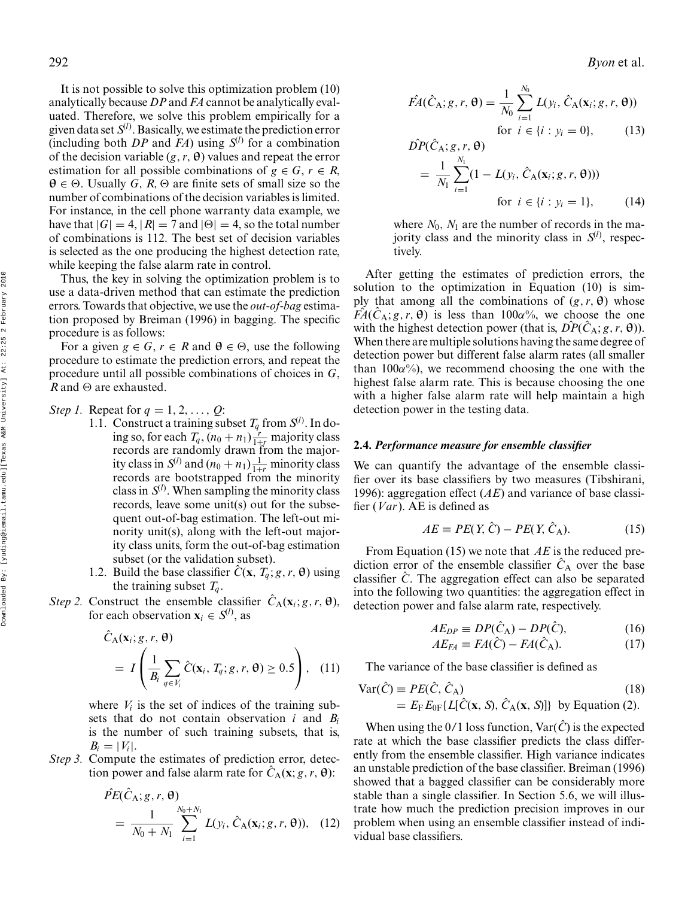It is not possible to solve this optimization problem (10) analytically because *DP* and *FA* cannot be analytically evaluated. Therefore, we solve this problem empirically for a given data set $S^{(l)}$. Basically, we estimate the prediction error (including both *DP* and *FA*) using $S^{(l)}$ for a combination of the decision variable $(g, r, \theta)$ values and repeat the error estimation for all possible combinations of $g \in G$, $r \in R$, $\theta \in \Theta$. Usually $G$, $R$, $\Theta$ are finite sets of small size so the number of combinations of the decision variables is limited. For instance, in the cell phone warranty data example, we have that $|G| = 4$, $|R| = 7$ and $|\Theta| = 4$, so the total number of combinations is 112. The best set of decision variables is selected as the one producing the highest detection rate, while keeping the false alarm rate in control.

Thus, the key in solving the optimization problem is to use a data-driven method that can estimate the prediction errors. Towards that objective, we use the *out-of-bag* estimation proposed by Breiman (1996) in bagging. The specific procedure is as follows:

For a given $g \in G$, $r \in R$ and $\theta \in \Theta$, use the following procedure to estimate the prediction errors, and repeat the procedure until all possible combinations of choices in $G$, $R$ and $\Theta$ are exhausted.

*Step 1.* Repeat for $q = 1, 2, \ldots, Q$:

1.1. Construct a training subset $T_q$ from $S^{(l)}$. In doing so, for each $T_q$, $(n_0 + n_1)\frac{r}{1+r}$ majority class records are randomly drawn from the majority class in $S^{(l)}$ and $(n_0 + n_1)\frac{1}{1+r}$ minority class records are bootstrapped from the minority class in $S^{(l)}$. When sampling the minority class records, leave some unit(s) out for the subsequent out-of-bag estimation. The left-out minority unit(s), along with the left-out majority class units, form the out-of-bag estimation subset (or the validation subset).

1.2. Build the base classifier $\hat{C}(\mathbf{x}, T_q; g, r, \theta)$ using the training subset $T_q$.

*Step 2.* Construct the ensemble classifier $\hat{C}_A(\mathbf{x}_i; g, r, \theta)$, for each observation $\mathbf{x}_i \in S^{(l)}$, as

$$\hat{C}_A(\mathbf{x}_i; g, r, \theta) = I\left(\frac{1}{B_i}\sum_{q \in V_i} \hat{C}(\mathbf{x}_i, T_q; g, r, \theta) \geq 0.5\right), \quad (11)$$

where $V_i$ is the set of indices of the training subsets that do not contain observation $i$ and $B_i$ is the number of such training subsets, that is, $B_i = |V_i|$.

*Step 3.* Compute the estimates of prediction error, detection power and false alarm rate for $\hat{C}_A(\mathbf{x}; g, r, \theta)$:

$$\hat{PE}(\hat{C}_A; g, r, \theta) = \frac{1}{N_0 + N_1}\sum_{i=1}^{N_0+N_1} L(y_i, \hat{C}_A(\mathbf{x}_i; g, r, \theta)), \quad (12)$$

$$\hat{FA}(\hat{C}_A; g, r, \theta) = \frac{1}{N_0}\sum_{i=1}^{N_0} L(y_i, \hat{C}_A(\mathbf{x}_i; g, r, \theta)) \quad \text{for } i \in \{i : y_i = 0\}, \quad (13)$$

$$\hat{DP}(\hat{C}_A; g, r, \theta) = \frac{1}{N_1}\sum_{i=1}^{N_1}(1 - L(y_i, \hat{C}_A(\mathbf{x}_i; g, r, \theta))) \quad \text{for } i \in \{i : y_i = 1\}, \quad (14)$$

where $N_0$, $N_1$ are the number of records in the majority class and the minority class in $S^{(l)}$, respectively.

After getting the estimates of prediction errors, the solution to the optimization in Equation (10) is simply that among all the combinations of $(g, r, \theta)$ whose $\hat{FA}(\hat{C}_A; g, r, \theta)$ is less than $100\alpha\%$, we choose the one with the highest detection power (that is, $\hat{DP}(\hat{C}_A; g, r, \theta)$). When there are multiple solutions having the same degree of detection power but different false alarm rates (all smaller than $100\alpha\%$), we recommend choosing the one with the highest false alarm rate. This is because choosing the one with a higher false alarm rate will help maintain a high detection power in the testing data.

### 2.4. *Performance measure for ensemble classifier*

We can quantify the advantage of the ensemble classifier over its base classifiers by two measures (Tibshirani, 1996): aggregation effect ($AE$) and variance of base classifier ($Var$). AE is defined as

$$AE \equiv PE(Y, \hat{C}) - PE(Y, \hat{C}_A). \quad (15)$$

From Equation (15) we note that $AE$ is the reduced prediction error of the ensemble classifier $\hat{C}_A$ over the base classifier $\hat{C}$. The aggregation effect can also be separated into the following two quantities: the aggregation effect in detection power and false alarm rate, respectively.

$$AE_{DP} \equiv DP(\hat{C}_A) - DP(\hat{C}), \quad (16)$$

$$AE_{FA} \equiv FA(\hat{C}) - FA(\hat{C}_A). \quad (17)$$

The variance of the base classifier is defined as

$$\text{Var}(\hat{C}) \equiv PE(\hat{C}, \hat{C}_A) = E_F E_{0F}\{L[\hat{C}(\mathbf{x}, S), \hat{C}_A(\mathbf{x}, S)]\} \text{ by Equation (2).} \quad (18)$$

When using the 0/1 loss function, $\text{Var}(\hat{C})$ is the expected rate at which the base classifier predicts the class differently from the ensemble classifier. High variance indicates an unstable prediction of the base classifier. Breiman (1996) showed that a bagged classifier can be considerably more stable than a single classifier. In Section 5.6, we will illustrate how much the prediction precision improves in our problem when using an ensemble classifier instead of individual base classifiers.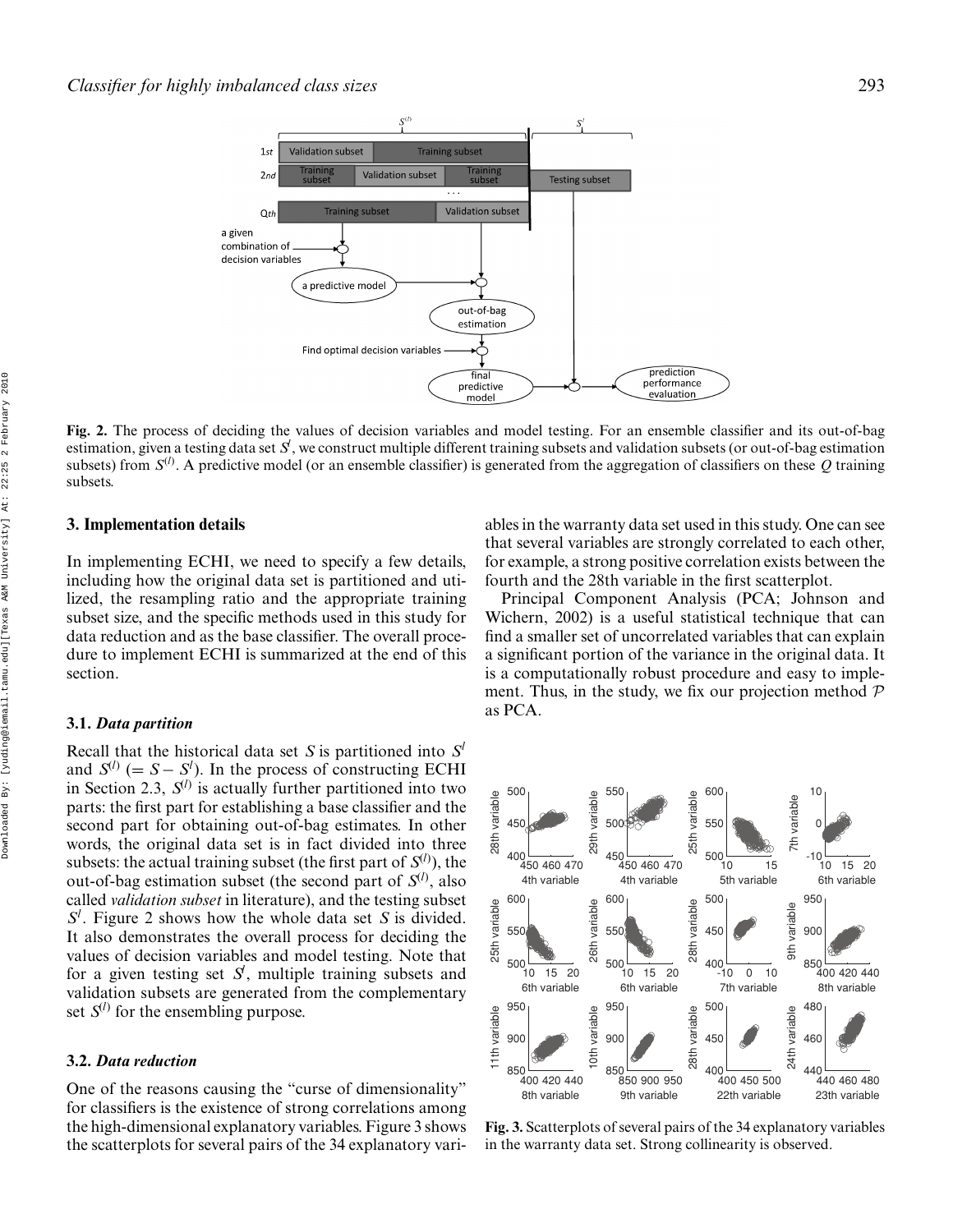**Fig. 2.** The process of deciding the values of decision variables and model testing. For an ensemble classifier and its out-of-bag estimation, given a testing data set $S^l$, we construct multiple different training subsets and validation subsets (or out-of-bag estimation subsets) from $S^{(l)}$. A predictive model (or an ensemble classifier) is generated from the aggregation of classifiers on these $Q$ training subsets.

## 3. Implementation details

In implementing ECHI, we need to specify a few details, including how the original data set is partitioned and utilized, the resampling ratio and the appropriate training subset size, and the specific methods used in this study for data reduction and as the base classifier. The overall procedure to implement ECHI is summarized at the end of this section.

### 3.1. *Data partition*

Recall that the historical data set $S$ is partitioned into $S^l$ and $S^{(l)}$ $(= S - S^l)$. In the process of constructing ECHI in Section 2.3, $S^{(l)}$ is actually further partitioned into two parts: the first part for establishing a base classifier and the second part for obtaining out-of-bag estimates. In other words, the original data set is in fact divided into three subsets: the actual training subset (the first part of $S^{(l)}$), the out-of-bag estimation subset (the second part of $S^{(l)}$, also called *validation subset* in literature), and the testing subset $S^l$. Figure 2 shows how the whole data set $S$ is divided. It also demonstrates the overall process for deciding the values of decision variables and model testing. Note that for a given testing set $S^l$, multiple training subsets and validation subsets are generated from the complementary set $S^{(l)}$ for the ensembling purpose.

### 3.2. *Data reduction*

One of the reasons causing the "curse of dimensionality" for classifiers is the existence of strong correlations among the high-dimensional explanatory variables. Figure 3 shows the scatterplots for several pairs of the 34 explanatory variables in the warranty data set used in this study. One can see that several variables are strongly correlated to each other, for example, a strong positive correlation exists between the fourth and the 28th variable in the first scatterplot.

Principal Component Analysis (PCA; Johnson and Wichern, 2002) is a useful statistical technique that can find a smaller set of uncorrelated variables that can explain a significant portion of the variance in the original data. It is a computationally robust procedure and easy to implement. Thus, in the study, we fix our projection method $\mathcal{P}$ as PCA.

**Fig. 3.** Scatterplots of several pairs of the 34 explanatory variables in the warranty data set. Strong collinearity is observed.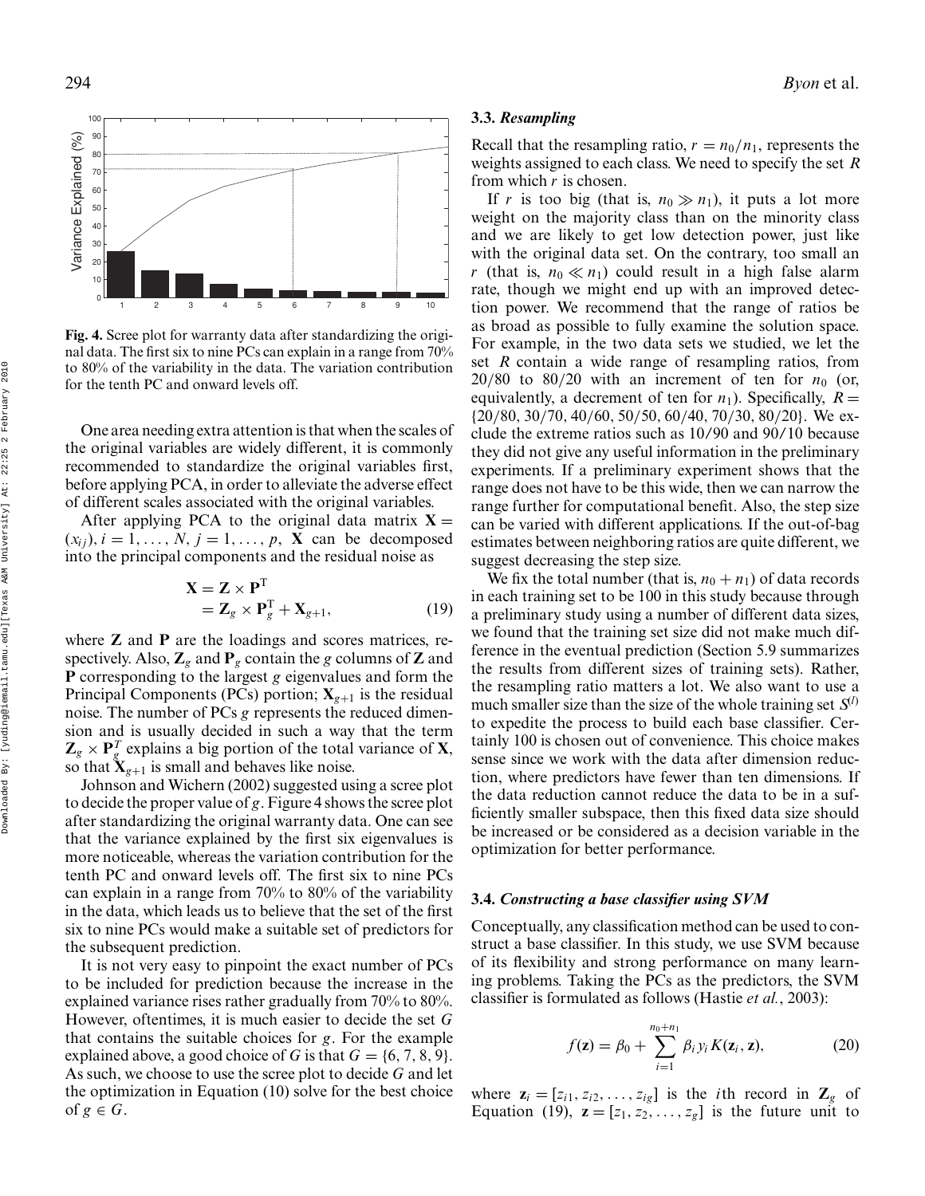**Fig. 4.** Scree plot for warranty data after standardizing the original data. The first six to nine PCs can explain in a range from 70% to 80% of the variability in the data. The variation contribution for the tenth PC and onward levels off.

One area needing extra attention is that when the scales of the original variables are widely different, it is commonly recommended to standardize the original variables first, before applying PCA, in order to alleviate the adverse effect of different scales associated with the original variables.

After applying PCA to the original data matrix $\mathbf{X} = (x_{ij}), i = 1, \ldots, N, j = 1, \ldots, p$, $\mathbf{X}$ can be decomposed into the principal components and the residual noise as

$$\begin{aligned} \mathbf{X} &= \mathbf{Z} \times \mathbf{P}^{\mathrm{T}} \\ &= \mathbf{Z}_g \times \mathbf{P}_g^{\mathrm{T}} + \mathbf{X}_{g+1}, \end{aligned} \tag{19}$$

where $\mathbf{Z}$ and $\mathbf{P}$ are the loadings and scores matrices, respectively. Also, $\mathbf{Z}_g$ and $\mathbf{P}_g$ contain the $g$ columns of $\mathbf{Z}$ and $\mathbf{P}$ corresponding to the largest $g$ eigenvalues and form the Principal Components (PCs) portion; $\mathbf{X}_{g+1}$ is the residual noise. The number of PCs $g$ represents the reduced dimension and is usually decided in such a way that the term $\mathbf{Z}_g \times \mathbf{P}_g^T$ explains a big portion of the total variance of $\mathbf{X}$, so that $\mathbf{X}_{g+1}$ is small and behaves like noise.

Johnson and Wichern (2002) suggested using a scree plot to decide the proper value of $g$. Figure 4 shows the scree plot after standardizing the original warranty data. One can see that the variance explained by the first six eigenvalues is more noticeable, whereas the variation contribution for the tenth PC and onward levels off. The first six to nine PCs can explain in a range from 70% to 80% of the variability in the data, which leads us to believe that the set of the first six to nine PCs would make a suitable set of predictors for the subsequent prediction.

It is not very easy to pinpoint the exact number of PCs to be included for prediction because the increase in the explained variance rises rather gradually from 70% to 80%. However, oftentimes, it is much easier to decide the set $G$ that contains the suitable choices for $g$. For the example explained above, a good choice of $G$ is that $G = \{6, 7, 8, 9\}$. As such, we choose to use the scree plot to decide $G$ and let the optimization in Equation (10) solve for the best choice of $g \in G$.

### 3.3. *Resampling*

Recall that the resampling ratio, $r = n_0/n_1$, represents the weights assigned to each class. We need to specify the set $R$ from which $r$ is chosen.

If $r$ is too big (that is, $n_0 \gg n_1$), it puts a lot more weight on the majority class than on the minority class and we are likely to get low detection power, just like with the original data set. On the contrary, too small an $r$ (that is, $n_0 \ll n_1$) could result in a high false alarm rate, though we might end up with an improved detection power. We recommend that the range of ratios be as broad as possible to fully examine the solution space. For example, in the two data sets we studied, we let the set $R$ contain a wide range of resampling ratios, from 20/80 to 80/20 with an increment of ten for $n_0$ (or, equivalently, a decrement of ten for $n_1$). Specifically, $R = \{20/80, 30/70, 40/60, 50/50, 60/40, 70/30, 80/20\}$. We exclude the extreme ratios such as 10/90 and 90/10 because they did not give any useful information in the preliminary experiments. If a preliminary experiment shows that the range does not have to be this wide, then we can narrow the range further for computational benefit. Also, the step size can be varied with different applications. If the out-of-bag estimates between neighboring ratios are quite different, we suggest decreasing the step size.

We fix the total number (that is, $n_0 + n_1$) of data records in each training set to be 100 in this study because through a preliminary study using a number of different data sizes, we found that the training set size did not make much difference in the eventual prediction (Section 5.9 summarizes the results from different sizes of training sets). Rather, the resampling ratio matters a lot. We also want to use a much smaller size than the size of the whole training set $S^{(l)}$ to expedite the process to build each base classifier. Certainly 100 is chosen out of convenience. This choice makes sense since we work with the data after dimension reduction, where predictors have fewer than ten dimensions. If the data reduction cannot reduce the data to be in a sufficiently smaller subspace, then this fixed data size should be increased or be considered as a decision variable in the optimization for better performance.

### 3.4. *Constructing a base classifier using SVM*

Conceptually, any classification method can be used to construct a base classifier. In this study, we use SVM because of its flexibility and strong performance on many learning problems. Taking the PCs as the predictors, the SVM classifier is formulated as follows (Hastie *et al.*, 2003):

$$f(\mathbf{z}) = \beta_0 + \sum_{i=1}^{n_0+n_1} \beta_i y_i K(\mathbf{z}_i, \mathbf{z}), \tag{20}$$

where $\mathbf{z}_i = [z_{i1}, z_{i2}, \ldots, z_{ig}]$ is the $i$th record in $\mathbf{Z}_g$ of Equation (19), $\mathbf{z} = [z_1, z_2, \ldots, z_g]$ is the future unit to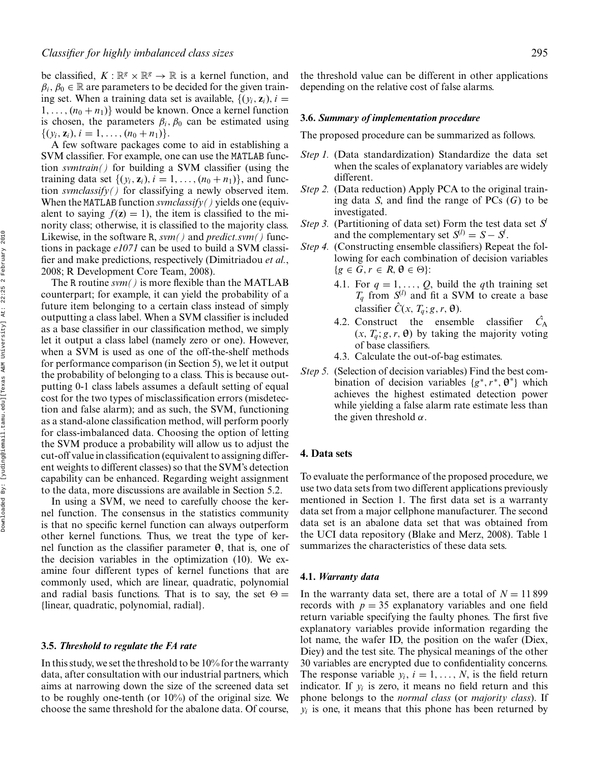be classified, $K : \mathbb{R}^g \times \mathbb{R}^g \rightarrow \mathbb{R}$ is a kernel function, and $\beta_i, \beta_0 \in \mathbb{R}$ are parameters to be decided for the given training set. When a training data set is available, $\{(y_i, \mathbf{z}_i), i = 1, \ldots, (n_0 + n_1)\}$ would be known. Once a kernel function is chosen, the parameters $\beta_i, \beta_0$ can be estimated using $\{(y_i, \mathbf{z}_i), i = 1, \ldots, (n_0 + n_1)\}$.

A few software packages come to aid in establishing a SVM classifier. For example, one can use the MATLAB function *svmtrain()* for building a SVM classifier (using the training data set $\{(y_i, \mathbf{z}_i), i = 1, \ldots, (n_0 + n_1)\}$, and function *svmclassify()* for classifying a newly observed item. When the MATLAB function *svmclassify()* yields one (equivalent to saying $f(\mathbf{z}) = 1$), the item is classified to the minority class; otherwise, it is classified to the majority class. Likewise, in the software R, *svm()* and *predict.svm()* functions in package *e1071* can be used to build a SVM classifier and make predictions, respectively (Dimitriadou *et al.*, 2008; R Development Core Team, 2008).

The R routine *svm()* is more flexible than the MATLAB counterpart; for example, it can yield the probability of a future item belonging to a certain class instead of simply outputting a class label. When a SVM classifier is included as a base classifier in our classification method, we simply let it output a class label (namely zero or one). However, when a SVM is used as one of the off-the-shelf methods for performance comparison (in Section 5), we let it output the probability of belonging to a class. This is because outputting 0-1 class labels assumes a default setting of equal cost for the two types of misclassification errors (misdetection and false alarm); and as such, the SVM, functioning as a stand-alone classification method, will perform poorly for class-imbalanced data. Choosing the option of letting the SVM produce a probability will allow us to adjust the cut-off value in classification (equivalent to assigning different weights to different classes) so that the SVM's detection capability can be enhanced. Regarding weight assignment to the data, more discussions are available in Section 5.2.

In using a SVM, we need to carefully choose the kernel function. The consensus in the statistics community is that no specific kernel function can always outperform other kernel functions. Thus, we treat the type of kernel function as the classifier parameter $\theta$, that is, one of the decision variables in the optimization (10). We examine four different types of kernel functions that are commonly used, which are linear, quadratic, polynomial and radial basis functions. That is to say, the set $\Theta = \{\text{linear, quadratic, polynomial, radial}\}$.

### 3.5. *Threshold to regulate the FA rate*

In this study, we set the threshold to be 10% for the warranty data, after consultation with our industrial partners, which aims at narrowing down the size of the screened data set to be roughly one-tenth (or 10%) of the original size. We choose the same threshold for the abalone data. Of course, the threshold value can be different in other applications depending on the relative cost of false alarms.

### 3.6. *Summary of implementation procedure*

The proposed procedure can be summarized as follows.

*Step 1.* (Data standardization) Standardize the data set when the scales of explanatory variables are widely different.

*Step 2.* (Data reduction) Apply PCA to the original training data $S$, and find the range of PCs ($G$) to be investigated.

*Step 3.* (Partitioning of data set) Form the test data set $S^l$ and the complementary set $S^{(l)} = S - S^l$.

*Step 4.* (Constructing ensemble classifiers) Repeat the following for each combination of decision variables $\{g \in G, r \in R, \theta \in \Theta\}$:

- 4.1. For $q = 1, \ldots, Q$, build the $q$th training set $T_q$ from $S^{(l)}$ and fit a SVM to create a base classifier $\hat{C}(x, T_q; g, r, \theta)$.
- 4.2. Construct the ensemble classifier $\hat{C_{\text{A}}}$ $(x, T_q; g, r, \theta)$ by taking the majority voting of base classifiers.
- 4.3. Calculate the out-of-bag estimates.

*Step 5.* (Selection of decision variables) Find the best combination of decision variables $\{g^*, r^*, \theta^*\}$ which achieves the highest estimated detection power while yielding a false alarm rate estimate less than the given threshold $\alpha$.

## 4. Data sets

To evaluate the performance of the proposed procedure, we use two data sets from two different applications previously mentioned in Section 1. The first data set is a warranty data set from a major cellphone manufacturer. The second data set is an abalone data set that was obtained from the UCI data repository (Blake and Merz, 2008). Table 1 summarizes the characteristics of these data sets.

### 4.1. *Warranty data*

In the warranty data set, there are a total of $N = 11\,899$ records with $p = 35$ explanatory variables and one field return variable specifying the faulty phones. The first five explanatory variables provide information regarding the lot name, the wafer ID, the position on the wafer (Diex, Diey) and the test site. The physical meanings of the other 30 variables are encrypted due to confidentiality concerns. The response variable $y_i$, $i = 1, \ldots, N$, is the field return indicator. If $y_i$ is zero, it means no field return and this phone belongs to the *normal class* (or *majority class*). If $y_i$ is one, it means that this phone has been returned by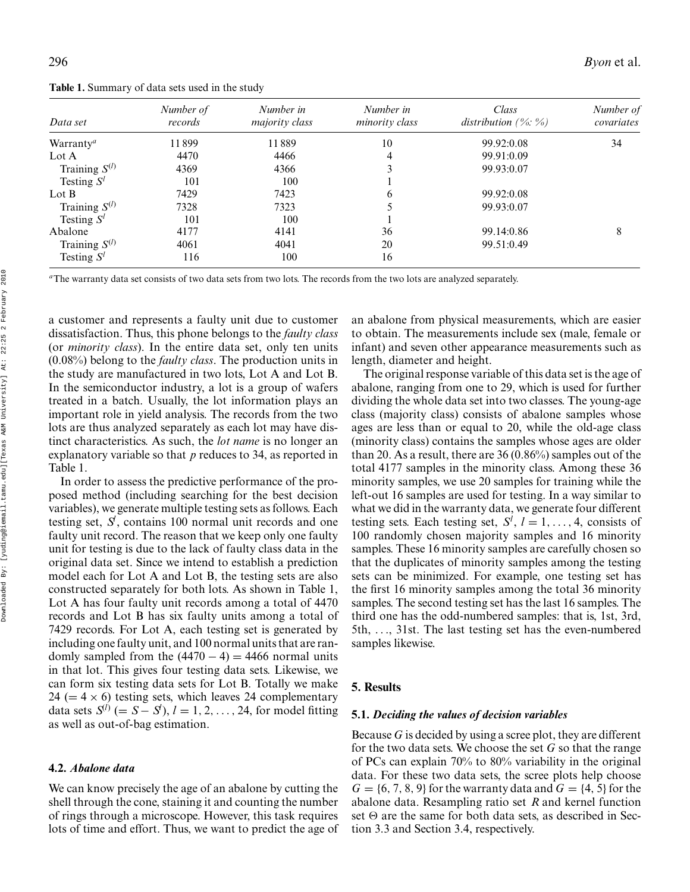**Table 1.** Summary of data sets used in the study

| Data set | Number of records | Number in majority class | Number in minority class | Class distribution (%: %) | Number of covariates |
|---|---|---|---|---|---|
| Warranty[a] | 11 899 | 11 889 | 10 | 99.92:0.08 | 34 |
| Lot A | 4470 | 4466 | 4 | 99.91:0.09 | |
| Training $S^{(l)}$ | 4369 | 4366 | 3 | 99.93:0.07 | |
| Testing $S^l$ | 101 | 100 | 1 | | |
| Lot B | 7429 | 7423 | 6 | 99.92:0.08 | |
| Training $S^{(l)}$ | 7328 | 7323 | 5 | 99.93:0.07 | |
| Testing $S^l$ | 101 | 100 | 1 | | |
| Abalone | 4177 | 4141 | 36 | 99.14:0.86 | 8 |
| Training $S^{(l)}$ | 4061 | 4041 | 20 | 99.51:0.49 | |
| Testing $S^l$ | 116 | 100 | 16 | | |

[a]The warranty data set consists of two data sets from two lots. The records from the two lots are analyzed separately.

a customer and represents a faulty unit due to customer dissatisfaction. Thus, this phone belongs to the *faulty class* (or *minority class*). In the entire data set, only ten units (0.08%) belong to the *faulty class*. The production units in the study are manufactured in two lots, Lot A and Lot B. In the semiconductor industry, a lot is a group of wafers treated in a batch. Usually, the lot information plays an important role in yield analysis. The records from the two lots are thus analyzed separately as each lot may have distinct characteristics. As such, the *lot name* is no longer an explanatory variable so that $p$ reduces to 34, as reported in Table 1.

In order to assess the predictive performance of the proposed method (including searching for the best decision variables), we generate multiple testing sets as follows. Each testing set, $S^l$, contains 100 normal unit records and one faulty unit record. The reason that we keep only one faulty unit for testing is due to the lack of faulty class data in the original data set. Since we intend to establish a prediction model each for Lot A and Lot B, the testing sets are also constructed separately for both lots. As shown in Table 1, Lot A has four faulty unit records among a total of 4470 records and Lot B has six faulty units among a total of 7429 records. For Lot A, each testing set is generated by including one faulty unit, and 100 normal units that are randomly sampled from the $(4470 - 4) = 4466$ normal units in that lot. This gives four testing data sets. Likewise, we can form six testing data sets for Lot B. Totally we make $24\ (= 4 \times 6)$ testing sets, which leaves 24 complementary data sets $S^{(l)}\ (= S - S^l)$, $l = 1, 2, \ldots, 24$, for model fitting as well as out-of-bag estimation.

### 4.2. *Abalone data*

We can know precisely the age of an abalone by cutting the shell through the cone, staining it and counting the number of rings through a microscope. However, this task requires lots of time and effort. Thus, we want to predict the age of an abalone from physical measurements, which are easier to obtain. The measurements include sex (male, female or infant) and seven other appearance measurements such as length, diameter and height.

The original response variable of this data set is the age of abalone, ranging from one to 29, which is used for further dividing the whole data set into two classes. The young-age class (majority class) consists of abalone samples whose ages are less than or equal to 20, while the old-age class (minority class) contains the samples whose ages are older than 20. As a result, there are 36 (0.86%) samples out of the total 4177 samples in the minority class. Among these 36 minority samples, we use 20 samples for training while the left-out 16 samples are used for testing. In a way similar to what we did in the warranty data, we generate four different testing sets. Each testing set, $S^l$, $l = 1, \ldots, 4$, consists of 100 randomly chosen majority samples and 16 minority samples. These 16 minority samples are carefully chosen so that the duplicates of minority samples among the testing sets can be minimized. For example, one testing set has the first 16 minority samples among the total 36 minority samples. The second testing set has the last 16 samples. The third one has the odd-numbered samples: that is, 1st, 3rd, 5th, ..., 31st. The last testing set has the even-numbered samples likewise.

## 5. Results

### 5.1. *Deciding the values of decision variables*

Because $G$ is decided by using a scree plot, they are different for the two data sets. We choose the set $G$ so that the range of PCs can explain 70% to 80% variability in the original data. For these two data sets, the scree plots help choose $G = \{6, 7, 8, 9\}$ for the warranty data and $G = \{4, 5\}$ for the abalone data. Resampling ratio set $R$ and kernel function set $\Theta$ are the same for both data sets, as described in Section 3.3 and Section 3.4, respectively.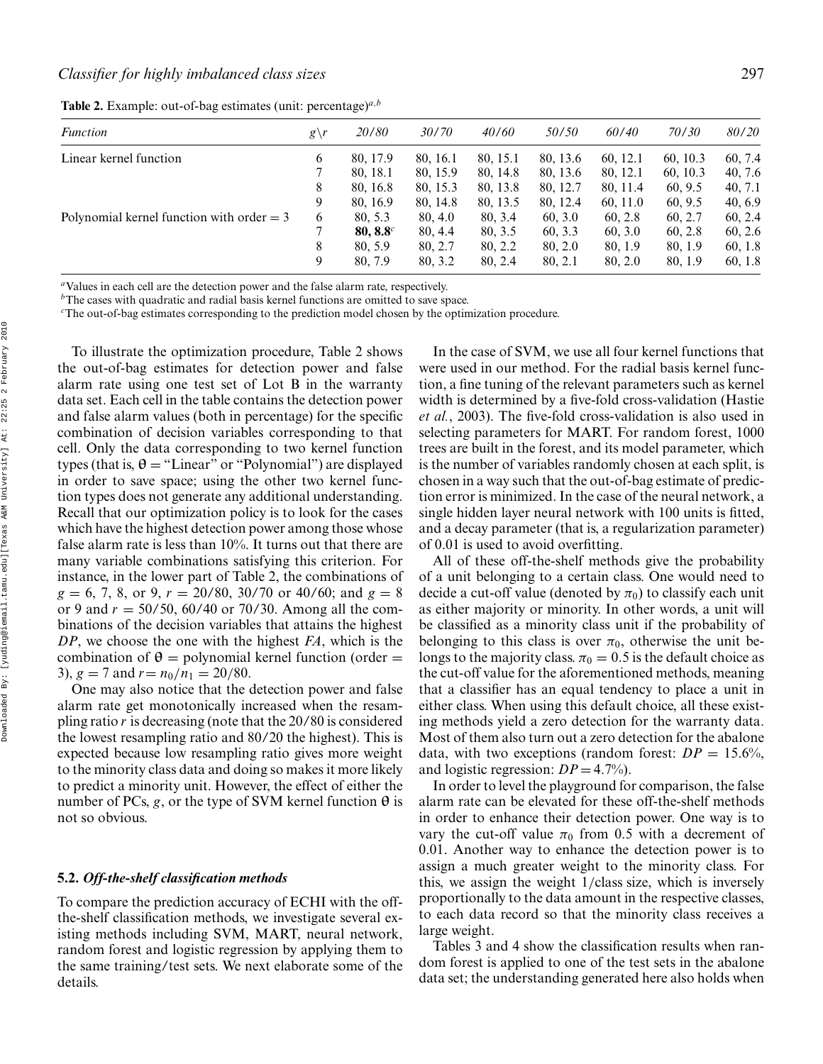**Table 2.** Example: out-of-bag estimates (unit: percentage)[a,b]

| *Function* | $g\backslash r$ | *20/80* | *30/70* | *40/60* | *50/50* | *60/40* | *70/30* | *80/20* |
|---|---|---|---|---|---|---|---|---|
| Linear kernel function | 6 | 80, 17.9 | 80, 16.1 | 80, 15.1 | 80, 13.6 | 60, 12.1 | 60, 10.3 | 60, 7.4 |
| | 7 | 80, 18.1 | 80, 15.9 | 80, 14.8 | 80, 13.6 | 80, 12.1 | 60, 10.3 | 40, 7.6 |
| | 8 | 80, 16.8 | 80, 15.3 | 80, 13.8 | 80, 12.7 | 80, 11.4 | 60, 9.5 | 40, 7.1 |
| | 9 | 80, 16.9 | 80, 14.8 | 80, 13.5 | 80, 12.4 | 60, 11.0 | 60, 9.5 | 40, 6.9 |
| Polynomial kernel function with order = 3 | 6 | 80, 5.3 | 80, 4.0 | 80, 3.4 | 60, 3.0 | 60, 2.8 | 60, 2.7 | 60, 2.4 |
| | 7 | **80, 8.8**[c] | 80, 4.4 | 80, 3.5 | 60, 3.3 | 60, 3.0 | 60, 2.8 | 60, 2.6 |
| | 8 | 80, 5.9 | 80, 2.7 | 80, 2.2 | 80, 2.0 | 80, 1.9 | 80, 1.9 | 60, 1.8 |
| | 9 | 80, 7.9 | 80, 3.2 | 80, 2.4 | 80, 2.1 | 80, 2.0 | 80, 1.9 | 60, 1.8 |

[a]Values in each cell are the detection power and the false alarm rate, respectively.
[b]The cases with quadratic and radial basis kernel functions are omitted to save space.
[c]The out-of-bag estimates corresponding to the prediction model chosen by the optimization procedure.

To illustrate the optimization procedure, Table 2 shows the out-of-bag estimates for detection power and false alarm rate using one test set of Lot B in the warranty data set. Each cell in the table contains the detection power and false alarm values (both in percentage) for the specific combination of decision variables corresponding to that cell. Only the data corresponding to two kernel function types (that is, $\theta$ = "Linear" or "Polynomial") are displayed in order to save space; using the other two kernel function types does not generate any additional understanding. Recall that our optimization policy is to look for the cases which have the highest detection power among those whose false alarm rate is less than 10%. It turns out that there are many variable combinations satisfying this criterion. For instance, in the lower part of Table 2, the combinations of $g = 6, 7, 8$, or 9, $r = 20/80$, $30/70$ or $40/60$; and $g = 8$ or 9 and $r = 50/50$, $60/40$ or $70/30$. Among all the combinations of the decision variables that attains the highest *DP*, we choose the one with the highest *FA*, which is the combination of $\theta$ = polynomial kernel function (order = 3), $g = 7$ and $r = n_0/n_1 = 20/80$.

One may also notice that the detection power and false alarm rate get monotonically increased when the resampling ratio $r$ is decreasing (note that the 20/80 is considered the lowest resampling ratio and 80/20 the highest). This is expected because low resampling ratio gives more weight to the minority class data and doing so makes it more likely to predict a minority unit. However, the effect of either the number of PCs, $g$, or the type of SVM kernel function $\theta$ is not so obvious.

### 5.2. *Off-the-shelf classification methods*

To compare the prediction accuracy of ECHI with the off-the-shelf classification methods, we investigate several existing methods including SVM, MART, neural network, random forest and logistic regression by applying them to the same training/test sets. We next elaborate some of the details.

In the case of SVM, we use all four kernel functions that were used in our method. For the radial basis kernel function, a fine tuning of the relevant parameters such as kernel width is determined by a five-fold cross-validation (Hastie *et al.*, 2003). The five-fold cross-validation is also used in selecting parameters for MART. For random forest, 1000 trees are built in the forest, and its model parameter, which is the number of variables randomly chosen at each split, is chosen in a way such that the out-of-bag estimate of prediction error is minimized. In the case of the neural network, a single hidden layer neural network with 100 units is fitted, and a decay parameter (that is, a regularization parameter) of 0.01 is used to avoid overfitting.

All of these off-the-shelf methods give the probability of a unit belonging to a certain class. One would need to decide a cut-off value (denoted by $\pi_0$) to classify each unit as either majority or minority. In other words, a unit will be classified as a minority class unit if the probability of belonging to this class is over $\pi_0$, otherwise the unit belongs to the majority class. $\pi_0 = 0.5$ is the default choice as the cut-off value for the aforementioned methods, meaning that a classifier has an equal tendency to place a unit in either class. When using this default choice, all these existing methods yield a zero detection for the warranty data. Most of them also turn out a zero detection for the abalone data, with two exceptions (random forest: $DP = 15.6\%$, and logistic regression: $DP = 4.7\%$).

In order to level the playground for comparison, the false alarm rate can be elevated for these off-the-shelf methods in order to enhance their detection power. One way is to vary the cut-off value $\pi_0$ from 0.5 with a decrement of 0.01. Another way to enhance the detection power is to assign a much greater weight to the minority class. For this, we assign the weight 1/class size, which is inversely proportionally to the data amount in the respective classes, to each data record so that the minority class receives a large weight.

Tables 3 and 4 show the classification results when random forest is applied to one of the test sets in the abalone data set; the understanding generated here also holds when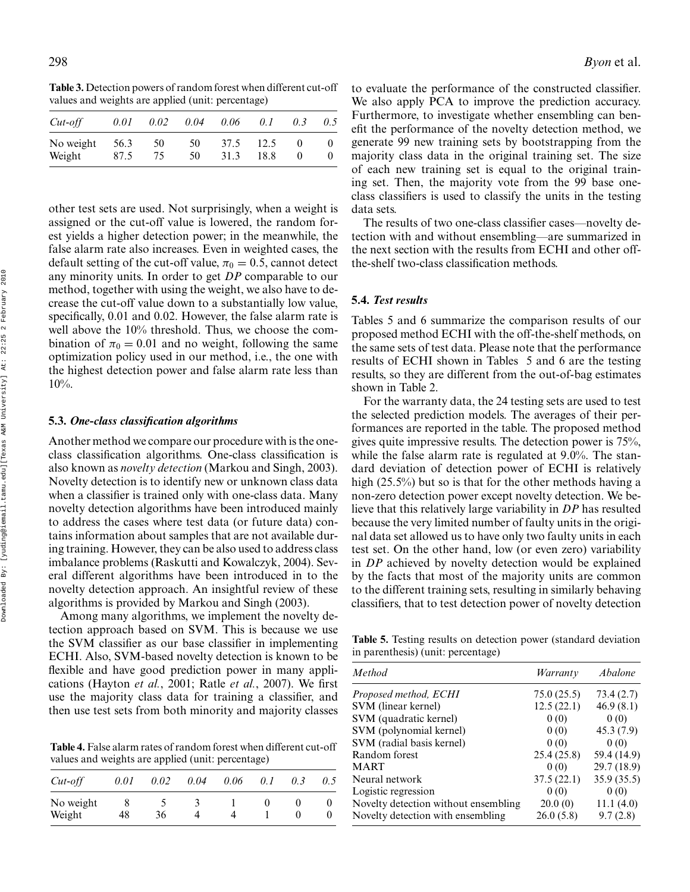**Table 3.** Detection powers of random forest when different cut-off values and weights are applied (unit: percentage)

| *Cut-off* | *0.01* | *0.02* | *0.04* | *0.06* | *0.1* | *0.3* | *0.5* |
|---|---|---|---|---|---|---|---|
| No weight | 56.3 | 50 | 50 | 37.5 | 12.5 | 0 | 0 |
| Weight | 87.5 | 75 | 50 | 31.3 | 18.8 | 0 | 0 |

other test sets are used. Not surprisingly, when a weight is assigned or the cut-off value is lowered, the random forest yields a higher detection power; in the meanwhile, the false alarm rate also increases. Even in weighted cases, the default setting of the cut-off value, $\pi_0 = 0.5$, cannot detect any minority units. In order to get *DP* comparable to our method, together with using the weight, we also have to decrease the cut-off value down to a substantially low value, specifically, 0.01 and 0.02. However, the false alarm rate is well above the 10% threshold. Thus, we choose the combination of $\pi_0 = 0.01$ and no weight, following the same optimization policy used in our method, i.e., the one with the highest detection power and false alarm rate less than 10%.

### 5.3. *One-class classification algorithms*

Another method we compare our procedure with is the one-class classification algorithms. One-class classification is also known as *novelty detection* (Markou and Singh, 2003). Novelty detection is to identify new or unknown class data when a classifier is trained only with one-class data. Many novelty detection algorithms have been introduced mainly to address the cases where test data (or future data) contains information about samples that are not available during training. However, they can be also used to address class imbalance problems (Raskutti and Kowalczyk, 2004). Several different algorithms have been introduced in to the novelty detection approach. An insightful review of these algorithms is provided by Markou and Singh (2003).

Among many algorithms, we implement the novelty detection approach based on SVM. This is because we use the SVM classifier as our base classifier in implementing ECHI. Also, SVM-based novelty detection is known to be flexible and have good prediction power in many applications (Hayton *et al.*, 2001; Ratle *et al.*, 2007). We first use the majority class data for training a classifier, and then use test sets from both minority and majority classes

**Table 4.** False alarm rates of random forest when different cut-off values and weights are applied (unit: percentage)

| *Cut-off* | *0.01* | *0.02* | *0.04* | *0.06* | *0.1* | *0.3* | *0.5* |
|---|---|---|---|---|---|---|---|
| No weight | 8 | 5 | 3 | 1 | 0 | 0 | 0 |
| Weight | 48 | 36 | 4 | 4 | 1 | 0 | 0 |

to evaluate the performance of the constructed classifier. We also apply PCA to improve the prediction accuracy. Furthermore, to investigate whether ensembling can benefit the performance of the novelty detection method, we generate 99 new training sets by bootstrapping from the majority class data in the original training set. The size of each new training set is equal to the original training set. Then, the majority vote from the 99 base one-class classifiers is used to classify the units in the testing data sets.

The results of two one-class classifier cases—novelty detection with and without ensembling—are summarized in the next section with the results from ECHI and other off-the-shelf two-class classification methods.

### 5.4. *Test results*

Tables 5 and 6 summarize the comparison results of our proposed method ECHI with the off-the-shelf methods, on the same sets of test data. Please note that the performance results of ECHI shown in Tables 5 and 6 are the testing results, so they are different from the out-of-bag estimates shown in Table 2.

For the warranty data, the 24 testing sets are used to test the selected prediction models. The averages of their performances are reported in the table. The proposed method gives quite impressive results. The detection power is 75%, while the false alarm rate is regulated at 9.0%. The standard deviation of detection power of ECHI is relatively high (25.5%) but so is that for the other methods having a non-zero detection power except novelty detection. We believe that this relatively large variability in *DP* has resulted because the very limited number of faulty units in the original data set allowed us to have only two faulty units in each test set. On the other hand, low (or even zero) variability in *DP* achieved by novelty detection would be explained by the facts that most of the majority units are common to the different training sets, resulting in similarly behaving classifiers, that to test detection power of novelty detection

**Table 5.** Testing results on detection power (standard deviation in parenthesis) (unit: percentage)

| *Method* | *Warranty* | *Abalone* |
|---|---|---|
| *Proposed method, ECHI* | 75.0 (25.5) | 73.4 (2.7) |
| SVM (linear kernel) | 12.5 (22.1) | 46.9 (8.1) |
| SVM (quadratic kernel) | 0 (0) | 0 (0) |
| SVM (polynomial kernel) | 0 (0) | 45.3 (7.9) |
| SVM (radial basis kernel) | 0 (0) | 0 (0) |
| Random forest | 25.4 (25.8) | 59.4 (14.9) |
| MART | 0 (0) | 29.7 (18.9) |
| Neural network | 37.5 (22.1) | 35.9 (35.5) |
| Logistic regression | 0 (0) | 0 (0) |
| Novelty detection without ensembling | 20.0 (0) | 11.1 (4.0) |
| Novelty detection with ensembling | 26.0 (5.8) | 9.7 (2.8) |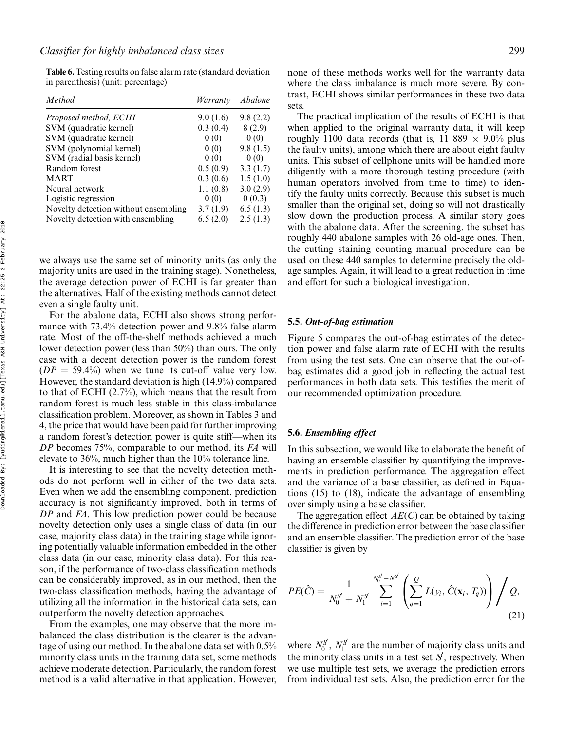**Table 6.** Testing results on false alarm rate (standard deviation in parenthesis) (unit: percentage)

| *Method* | *Warranty* | *Abalone* |
|---|---|---|
| *Proposed method, ECHI* | 9.0 (1.6) | 9.8 (2.2) |
| SVM (quadratic kernel) | 0.3 (0.4) | 8 (2.9) |
| SVM (quadratic kernel) | 0 (0) | 0 (0) |
| SVM (polynomial kernel) | 0 (0) | 9.8 (1.5) |
| SVM (radial basis kernel) | 0 (0) | 0 (0) |
| Random forest | 0.5 (0.9) | 3.3 (1.7) |
| MART | 0.3 (0.6) | 1.5 (1.0) |
| Neural network | 1.1 (0.8) | 3.0 (2.9) |
| Logistic regression | 0 (0) | 0 (0.3) |
| Novelty detection without ensembling | 3.7 (1.9) | 6.5 (1.3) |
| Novelty detection with ensembling | 6.5 (2.0) | 2.5 (1.3) |

we always use the same set of minority units (as only the majority units are used in the training stage). Nonetheless, the average detection power of ECHI is far greater than the alternatives. Half of the existing methods cannot detect even a single faulty unit.

For the abalone data, ECHI also shows strong performance with 73.4% detection power and 9.8% false alarm rate. Most of the off-the-shelf methods achieved a much lower detection power (less than 50%) than ours. The only case with a decent detection power is the random forest ($DP = 59.4\%$) when we tune its cut-off value very low. However, the standard deviation is high (14.9%) compared to that of ECHI (2.7%), which means that the result from random forest is much less stable in this class-imbalance classification problem. Moreover, as shown in Tables 3 and 4, the price that would have been paid for further improving a random forest's detection power is quite stiff—when its $DP$ becomes 75%, comparable to our method, its $FA$ will elevate to 36%, much higher than the 10% tolerance line.

It is interesting to see that the novelty detection methods do not perform well in either of the two data sets. Even when we add the ensembling component, prediction accuracy is not significantly improved, both in terms of $DP$ and $FA$. This low prediction power could be because novelty detection only uses a single class of data (in our case, majority class data) in the training stage while ignoring potentially valuable information embedded in the other class data (in our case, minority class data). For this reason, if the performance of two-class classification methods can be considerably improved, as in our method, then the two-class classification methods, having the advantage of utilizing all the information in the historical data sets, can outperform the novelty detection approaches.

From the examples, one may observe that the more imbalanced the class distribution is the clearer is the advantage of using our method. In the abalone data set with 0.5% minority class units in the training data set, some methods achieve moderate detection. Particularly, the random forest method is a valid alternative in that application. However, none of these methods works well for the warranty data where the class imbalance is much more severe. By contrast, ECHI shows similar performances in these two data sets.

The practical implication of the results of ECHI is that when applied to the original warranty data, it will keep roughly 1100 data records (that is, 11 889 × 9.0% plus the faulty units), among which there are about eight faulty units. This subset of cellphone units will be handled more diligently with a more thorough testing procedure (with human operators involved from time to time) to identify the faulty units correctly. Because this subset is much smaller than the original set, doing so will not drastically slow down the production process. A similar story goes with the abalone data. After the screening, the subset has roughly 440 abalone samples with 26 old-age ones. Then, the cutting–staining–counting manual procedure can be used on these 440 samples to determine precisely the old-age samples. Again, it will lead to a great reduction in time and effort for such a biological investigation.

### 5.5. *Out-of-bag estimation*

Figure 5 compares the out-of-bag estimates of the detection power and false alarm rate of ECHI with the results from using the test sets. One can observe that the out-of-bag estimates did a good job in reflecting the actual test performances in both data sets. This testifies the merit of our recommended optimization procedure.

### 5.6. *Ensembling effect*

In this subsection, we would like to elaborate the benefit of having an ensemble classifier by quantifying the improvements in prediction performance. The aggregation effect and the variance of a base classifier, as defined in Equations (15) to (18), indicate the advantage of ensembling over simply using a base classifier.

The aggregation effect $AE(C)$ can be obtained by taking the difference in prediction error between the base classifier and an ensemble classifier. The prediction error of the base classifier is given by

$$PE(\hat{C}) = \frac{1}{N_0^{S^l} + N_1^{S^l}} \sum_{i=1}^{N_0^{S^l}+N_1^{S^l}} \left( \sum_{q=1}^{Q} L(y_i, \hat{C}(\mathbf{x}_i, T_q)) \right) \bigg/ Q, \tag{21}$$

where $N_0^{S^l}$, $N_1^{S^l}$ are the number of majority class units and the minority class units in a test set $S^l$, respectively. When we use multiple test sets, we average the prediction errors from individual test sets. Also, the prediction error for the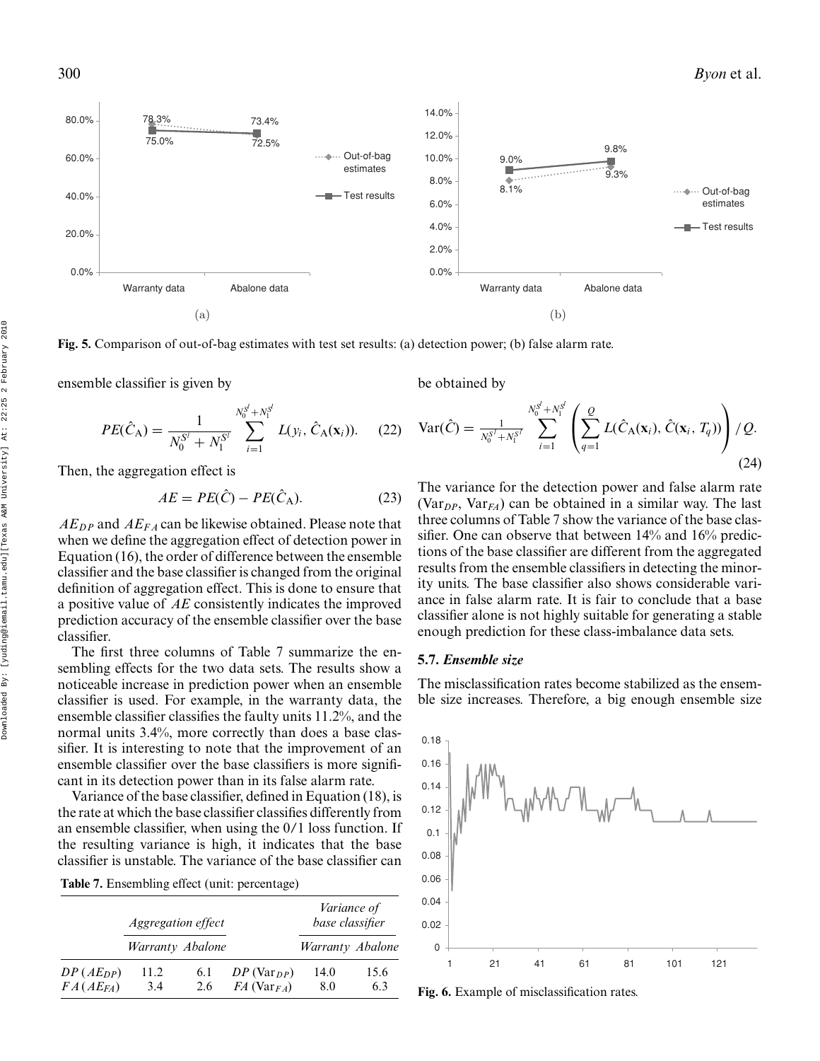Fig. 5. Comparison of out-of-bag estimates with test set results: (a) detection power; (b) false alarm rate.

ensemble classifier is given by

$$PE(\hat{C}_{\mathrm{A}}) = \frac{1}{N_0^{S^l} + N_1^{S^l}} \sum_{i=1}^{N_0^{S^l}+N_1^{S^l}} L(y_i, \hat{C}_{\mathrm{A}}(\mathbf{x}_i)). \quad (22)$$

Then, the aggregation effect is

$$AE = PE(\hat{C}) - PE(\hat{C}_{\mathrm{A}}). \quad (23)$$

$AE_{DP}$ and $AE_{FA}$ can be likewise obtained. Please note that when we define the aggregation effect of detection power in Equation (16), the order of difference between the ensemble classifier and the base classifier is changed from the original definition of aggregation effect. This is done to ensure that a positive value of $AE$ consistently indicates the improved prediction accuracy of the ensemble classifier over the base classifier.

The first three columns of Table 7 summarize the ensembling effects for the two data sets. The results show a noticeable increase in prediction power when an ensemble classifier is used. For example, in the warranty data, the ensemble classifier classifies the faulty units 11.2%, and the normal units 3.4%, more correctly than does a base classifier. It is interesting to note that the improvement of an ensemble classifier over the base classifiers is more significant in its detection power than in its false alarm rate.

Variance of the base classifier, defined in Equation (18), is the rate at which the base classifier classifies differently from an ensemble classifier, when using the 0/1 loss function. If the resulting variance is high, it indicates that the base classifier is unstable. The variance of the base classifier can be obtained by

$$\mathrm{Var}(\hat{C}) = \frac{1}{N_0^{S^l}+N_1^{S^l}} \sum_{i=1}^{N_0^{S^l}+N_1^{S^l}} \left( \sum_{q=1}^{Q} L(\hat{C}_{\mathrm{A}}(\mathbf{x}_i), \hat{C}(\mathbf{x}_i, T_q)) \right) / Q. \quad (24)$$

The variance for the detection power and false alarm rate ($\mathrm{Var}_{DP}$, $\mathrm{Var}_{FA}$) can be obtained in a similar way. The last three columns of Table 7 show the variance of the base classifier. One can observe that between 14% and 16% predictions of the base classifier are different from the aggregated results from the ensemble classifiers in detecting the minority units. The base classifier also shows considerable variance in false alarm rate. It is fair to conclude that a base classifier alone is not highly suitable for generating a stable enough prediction for these class-imbalance data sets.

**Table 7.** Ensembling effect (unit: percentage)

| | *Aggregation effect* | | | *Variance of base classifier* | |
|---|---|---|---|---|---|
| | *Warranty* | *Abalone* | | *Warranty* | *Abalone* |
| $DP\ (AE_{DP})$ | 11.2 | 6.1 | $DP\ (\mathrm{Var}_{DP})$ | 14.0 | 15.6 |
| $FA\ (AE_{FA})$ | 3.4 | 2.6 | $FA\ (\mathrm{Var}_{FA})$ | 8.0 | 6.3 |

### 5.7. *Ensemble size*

The misclassification rates become stabilized as the ensemble size increases. Therefore, a big enough ensemble size

Fig. 6. Example of misclassification rates.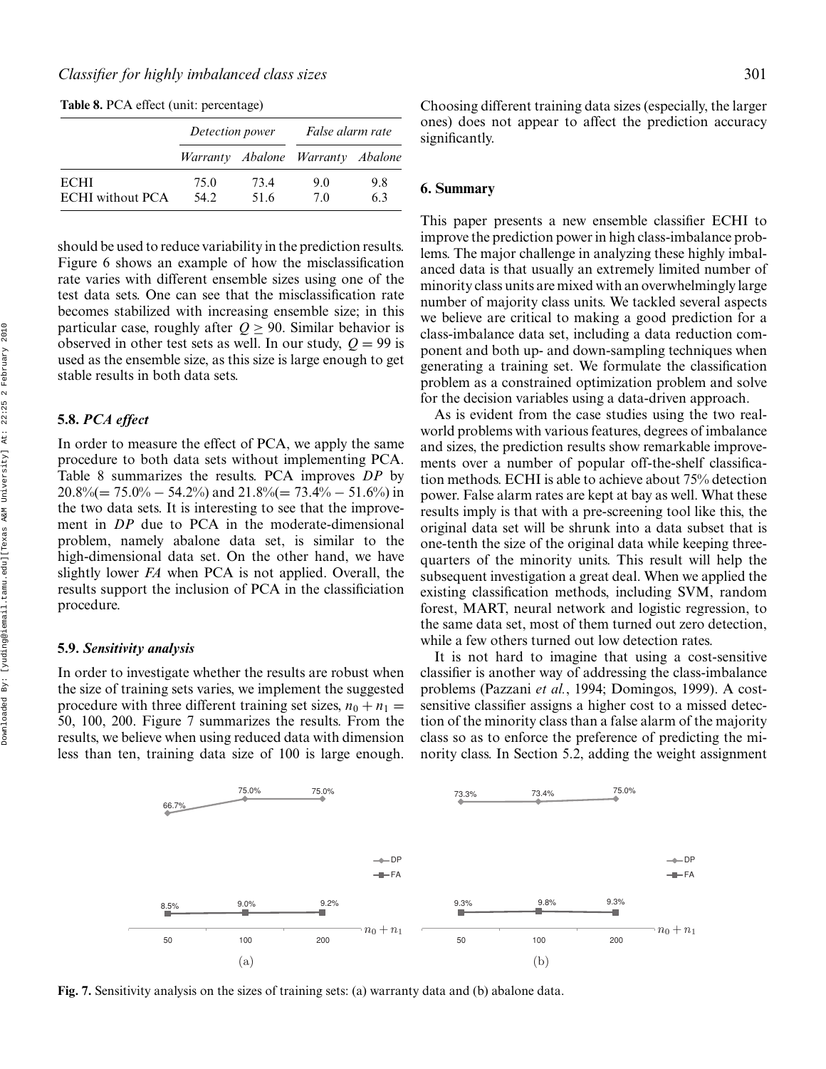**Table 8.** PCA effect (unit: percentage)

| | *Detection power* | | *False alarm rate* | |
|---|---|---|---|---|
| | *Warranty* | *Abalone* | *Warranty* | *Abalone* |
| ECHI | 75.0 | 73.4 | 9.0 | 9.8 |
| ECHI without PCA | 54.2 | 51.6 | 7.0 | 6.3 |

should be used to reduce variability in the prediction results. Figure 6 shows an example of how the misclassification rate varies with different ensemble sizes using one of the test data sets. One can see that the misclassification rate becomes stabilized with increasing ensemble size; in this particular case, roughly after $Q \geq 90$. Similar behavior is observed in other test sets as well. In our study, $Q = 99$ is used as the ensemble size, as this size is large enough to get stable results in both data sets.

### 5.8. *PCA effect*

In order to measure the effect of PCA, we apply the same procedure to both data sets without implementing PCA. Table 8 summarizes the results. PCA improves *DP* by $20.8\%(= 75.0\% - 54.2\%)$ and $21.8\%(= 73.4\% - 51.6\%)$ in the two data sets. It is interesting to see that the improvement in *DP* due to PCA in the moderate-dimensional problem, namely abalone data set, is similar to the high-dimensional data set. On the other hand, we have slightly lower *FA* when PCA is not applied. Overall, the results support the inclusion of PCA in the classificiation procedure.

### 5.9. *Sensitivity analysis*

In order to investigate whether the results are robust when the size of training sets varies, we implement the suggested procedure with three different training set sizes, $n_0 + n_1 =$ 50, 100, 200. Figure 7 summarizes the results. From the results, we believe when using reduced data with dimension less than ten, training data size of 100 is large enough. Choosing different training data sizes (especially, the larger ones) does not appear to affect the prediction accuracy significantly.

## 6. Summary

This paper presents a new ensemble classifier ECHI to improve the prediction power in high class-imbalance problems. The major challenge in analyzing these highly imbalanced data is that usually an extremely limited number of minority class units are mixed with an overwhelmingly large number of majority class units. We tackled several aspects we believe are critical to making a good prediction for a class-imbalance data set, including a data reduction component and both up- and down-sampling techniques when generating a training set. We formulate the classification problem as a constrained optimization problem and solve for the decision variables using a data-driven approach.

As is evident from the case studies using the two real-world problems with various features, degrees of imbalance and sizes, the prediction results show remarkable improvements over a number of popular off-the-shelf classification methods. ECHI is able to achieve about 75% detection power. False alarm rates are kept at bay as well. What these results imply is that with a pre-screening tool like this, the original data set will be shrunk into a data subset that is one-tenth the size of the original data while keeping three-quarters of the minority units. This result will help the subsequent investigation a great deal. When we applied the existing classification methods, including SVM, random forest, MART, neural network and logistic regression, to the same data set, most of them turned out zero detection, while a few others turned out low detection rates.

It is not hard to imagine that using a cost-sensitive classifier is another way of addressing the class-imbalance problems (Pazzani *et al.*, 1994; Domingos, 1999). A cost-sensitive classifier assigns a higher cost to a missed detection of the minority class than a false alarm of the majority class so as to enforce the preference of predicting the minority class. In Section 5.2, adding the weight assignment

| $n_0 + n_1$ | (a) DP | (a) FA | (b) DP | (b) FA |
|---|---|---|---|---|
| 50 | 66.7% | 8.5% | 73.3% | 9.3% |
| 100 | 75.0% | 9.0% | 73.4% | 9.8% |
| 200 | 75.0% | 9.2% | 75.0% | 9.3% |

**Fig. 7.** Sensitivity analysis on the sizes of training sets: (a) warranty data and (b) abalone data.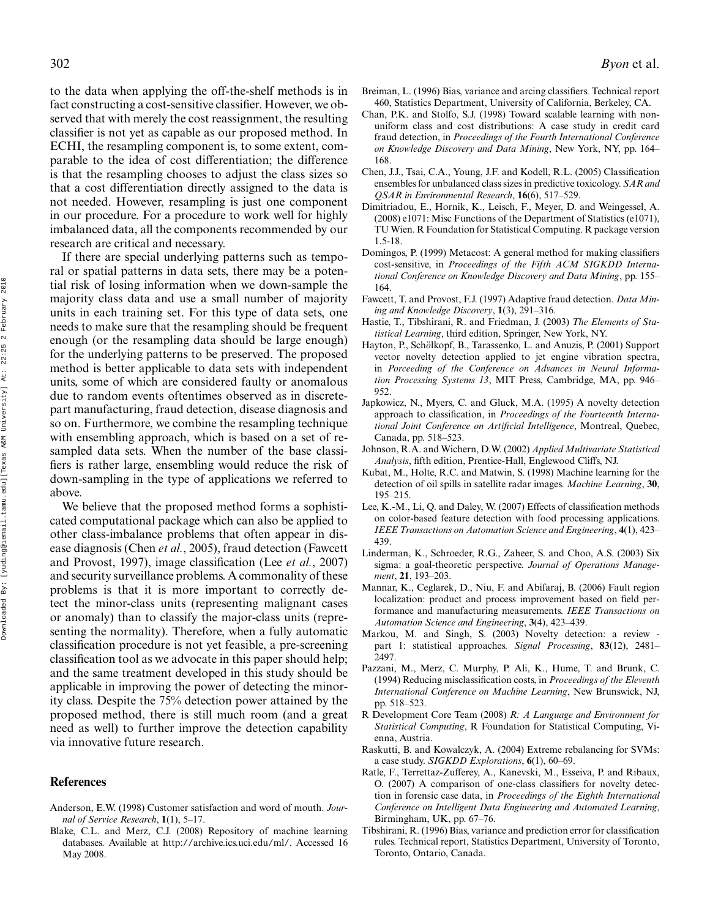to the data when applying the off-the-shelf methods is in fact constructing a cost-sensitive classifier. However, we observed that with merely the cost reassignment, the resulting classifier is not yet as capable as our proposed method. In ECHI, the resampling component is, to some extent, comparable to the idea of cost differentiation; the difference is that the resampling chooses to adjust the class sizes so that a cost differentiation directly assigned to the data is not needed. However, resampling is just one component in our procedure. For a procedure to work well for highly imbalanced data, all the components recommended by our research are critical and necessary.

If there are special underlying patterns such as temporal or spatial patterns in data sets, there may be a potential risk of losing information when we down-sample the majority class data and use a small number of majority units in each training set. For this type of data sets, one needs to make sure that the resampling should be frequent enough (or the resampling data should be large enough) for the underlying patterns to be preserved. The proposed method is better applicable to data sets with independent units, some of which are considered faulty or anomalous due to random events oftentimes observed as in discrete-part manufacturing, fraud detection, disease diagnosis and so on. Furthermore, we combine the resampling technique with ensembling approach, which is based on a set of resampled data sets. When the number of the base classifiers is rather large, ensembling would reduce the risk of down-sampling in the type of applications we referred to above.

We believe that the proposed method forms a sophisticated computational package which can also be applied to other class-imbalance problems that often appear in disease diagnosis (Chen *et al.*, 2005), fraud detection (Fawcett and Provost, 1997), image classification (Lee *et al.*, 2007) and security surveillance problems. A commonality of these problems is that it is more important to correctly detect the minor-class units (representing malignant cases or anomaly) than to classify the major-class units (representing the normality). Therefore, when a fully automatic classification procedure is not yet feasible, a pre-screening classification tool as we advocate in this paper should help; and the same treatment developed in this study should be applicable in improving the power of detecting the minority class. Despite the 75% detection power attained by the proposed method, there is still much room (and a great need as well) to further improve the detection capability via innovative future research.

## References

Anderson, E.W. (1998) Customer satisfaction and word of mouth. *Journal of Service Research*, **1**(1), 5–17.

Blake, C.L. and Merz, C.J. (2008) Repository of machine learning databases. Available at http://archive.ics.uci.edu/ml/. Accessed 16 May 2008.

Breiman, L. (1996) Bias, variance and arcing classifiers. Technical report 460, Statistics Department, University of California, Berkeley, CA.

Chan, P.K. and Stolfo, S.J. (1998) Toward scalable learning with non-uniform class and cost distributions: A case study in credit card fraud detection, in *Proceedings of the Fourth International Conference on Knowledge Discovery and Data Mining*, New York, NY, pp. 164–168.

Chen, J.J., Tsai, C.A., Young, J.F. and Kodell, R.L. (2005) Classification ensembles for unbalanced class sizes in predictive toxicology. *SAR and QSAR in Environmental Research*, **16**(6), 517–529.

Dimitriadou, E., Hornik, K., Leisch, F., Meyer, D. and Weingessel, A. (2008) e1071: Misc Functions of the Department of Statistics (e1071), TU Wien. R Foundation for Statistical Computing. R package version 1.5-18.

Domingos, P. (1999) Metacost: A general method for making classifiers cost-sensitive, in *Proceedings of the Fifth ACM SIGKDD International Conference on Knowledge Discovery and Data Mining*, pp. 155–164.

Fawcett, T. and Provost, F.J. (1997) Adaptive fraud detection. *Data Mining and Knowledge Discovery*, **1**(3), 291–316.

Hastie, T., Tibshirani, R. and Friedman, J. (2003) *The Elements of Statistical Learning*, third edition, Springer, New York, NY.

Hayton, P., Schölkopf, B., Tarassenko, L. and Anuzis, P. (2001) Support vector novelty detection applied to jet engine vibration spectra, in *Porceeding of the Conference on Advances in Neural Information Processing Systems 13*, MIT Press, Cambridge, MA, pp. 946–952.

Japkowicz, N., Myers, C. and Gluck, M.A. (1995) A novelty detection approach to classification, in *Proceedings of the Fourteenth International Joint Conference on Artificial Intelligence*, Montreal, Quebec, Canada, pp. 518–523.

Johnson, R.A. and Wichern, D.W. (2002) *Applied Multivariate Statistical Analysis*, fifth edition, Prentice-Hall, Englewood Cliffs, NJ.

Kubat, M., Holte, R.C. and Matwin, S. (1998) Machine learning for the detection of oil spills in satellite radar images. *Machine Learning*, **30**, 195–215.

Lee, K.-M., Li, Q. and Daley, W. (2007) Effects of classification methods on color-based feature detection with food processing applications. *IEEE Transactions on Automation Science and Engineering*, **4**(1), 423–439.

Linderman, K., Schroeder, R.G., Zaheer, S. and Choo, A.S. (2003) Six sigma: a goal-theoretic perspective. *Journal of Operations Management*, **21**, 193–203.

Mannar, K., Ceglarek, D., Niu, F. and Abifaraj, B. (2006) Fault region localization: product and process improvement based on field performance and manufacturing measurements. *IEEE Transactions on Automation Science and Engineering*, **3**(4), 423–439.

Markou, M. and Singh, S. (2003) Novelty detection: a review - part 1: statistical approaches. *Signal Processing*, **83**(12), 2481–2497.

Pazzani, M., Merz, C. Murphy, P. Ali, K., Hume, T. and Brunk, C. (1994) Reducing misclassification costs, in *Proceedings of the Eleventh International Conference on Machine Learning*, New Brunswick, NJ, pp. 518–523.

R Development Core Team (2008) *R: A Language and Environment for Statistical Computing*, R Foundation for Statistical Computing, Vienna, Austria.

Raskutti, B. and Kowalczyk, A. (2004) Extreme rebalancing for SVMs: a case study. *SIGKDD Explorations*, **6**(1), 60–69.

Ratle, F., Terrettaz-Zufferey, A., Kanevski, M., Esseiva, P. and Ribaux, O. (2007) A comparison of one-class classifiers for novelty detection in forensic case data, in *Proceedings of the Eighth International Conference on Intelligent Data Engineering and Automated Learning*, Birmingham, UK, pp. 67–76.

Tibshirani, R. (1996) Bias, variance and prediction error for classification rules. Technical report, Statistics Department, University of Toronto, Toronto, Ontario, Canada.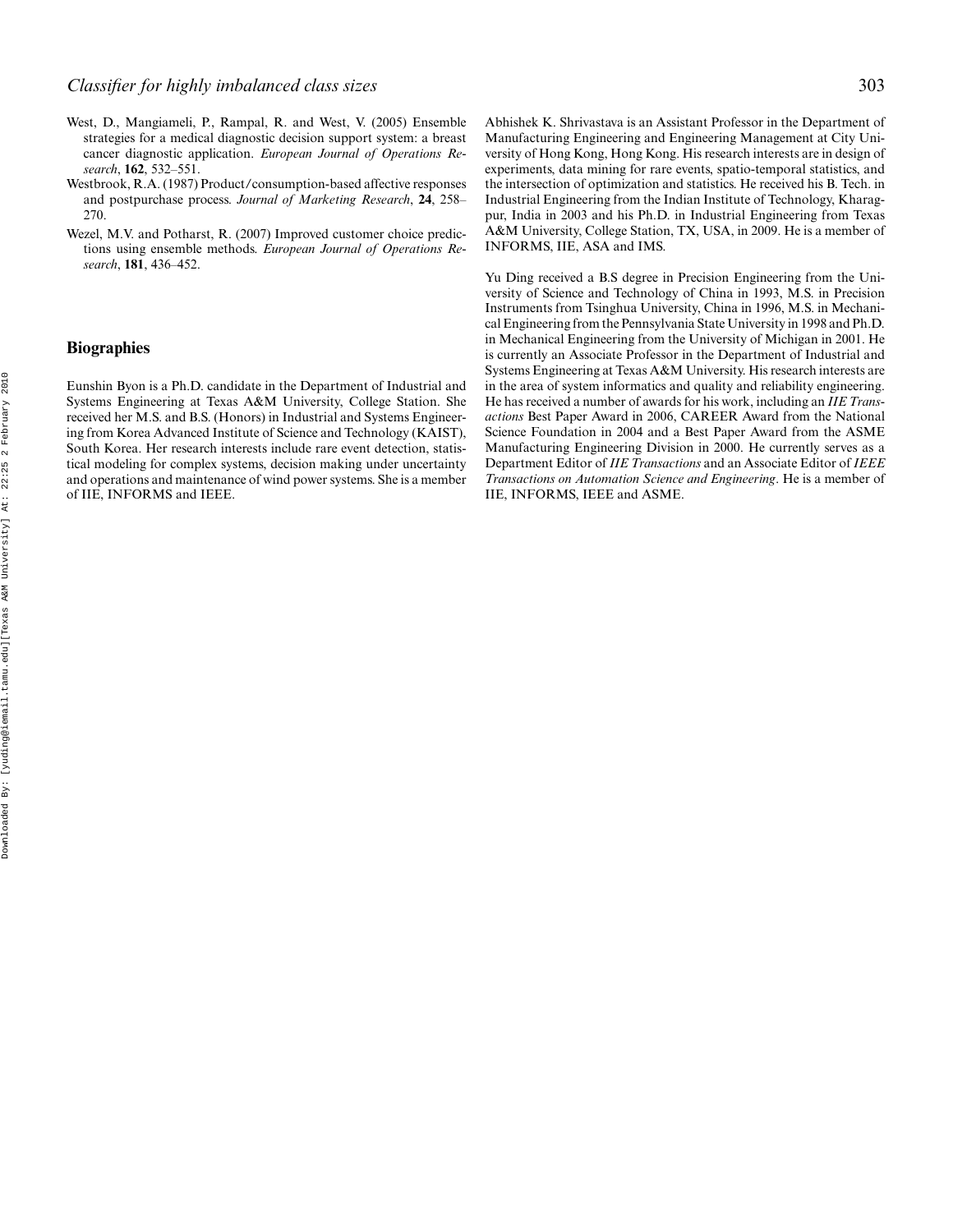West, D., Mangiameli, P., Rampal, R. and West, V. (2005) Ensemble strategies for a medical diagnostic decision support system: a breast cancer diagnostic application. *European Journal of Operations Research*, **162**, 532–551.

Westbrook, R.A. (1987) Product/consumption-based affective responses and postpurchase process. *Journal of Marketing Research*, **24**, 258–270.

Wezel, M.V. and Potharst, R. (2007) Improved customer choice predictions using ensemble methods. *European Journal of Operations Research*, **181**, 436–452.

## Biographies

Eunshin Byon is a Ph.D. candidate in the Department of Industrial and Systems Engineering at Texas A&M University, College Station. She received her M.S. and B.S. (Honors) in Industrial and Systems Engineering from Korea Advanced Institute of Science and Technology (KAIST), South Korea. Her research interests include rare event detection, statistical modeling for complex systems, decision making under uncertainty and operations and maintenance of wind power systems. She is a member of IIE, INFORMS and IEEE.

Abhishek K. Shrivastava is an Assistant Professor in the Department of Manufacturing Engineering and Engineering Management at City University of Hong Kong, Hong Kong. His research interests are in design of experiments, data mining for rare events, spatio-temporal statistics, and the intersection of optimization and statistics. He received his B. Tech. in Industrial Engineering from the Indian Institute of Technology, Kharagpur, India in 2003 and his Ph.D. in Industrial Engineering from Texas A&M University, College Station, TX, USA, in 2009. He is a member of INFORMS, IIE, ASA and IMS.

Yu Ding received a B.S degree in Precision Engineering from the University of Science and Technology of China in 1993, M.S. in Precision Instruments from Tsinghua University, China in 1996, M.S. in Mechanical Engineering from the Pennsylvania State University in 1998 and Ph.D. in Mechanical Engineering from the University of Michigan in 2001. He is currently an Associate Professor in the Department of Industrial and Systems Engineering at Texas A&M University. His research interests are in the area of system informatics and quality and reliability engineering. He has received a number of awards for his work, including an *IIE Transactions* Best Paper Award in 2006, CAREER Award from the National Science Foundation in 2004 and a Best Paper Award from the ASME Manufacturing Engineering Division in 2000. He currently serves as a Department Editor of *IIE Transactions* and an Associate Editor of *IEEE Transactions on Automation Science and Engineering*. He is a member of IIE, INFORMS, IEEE and ASME.